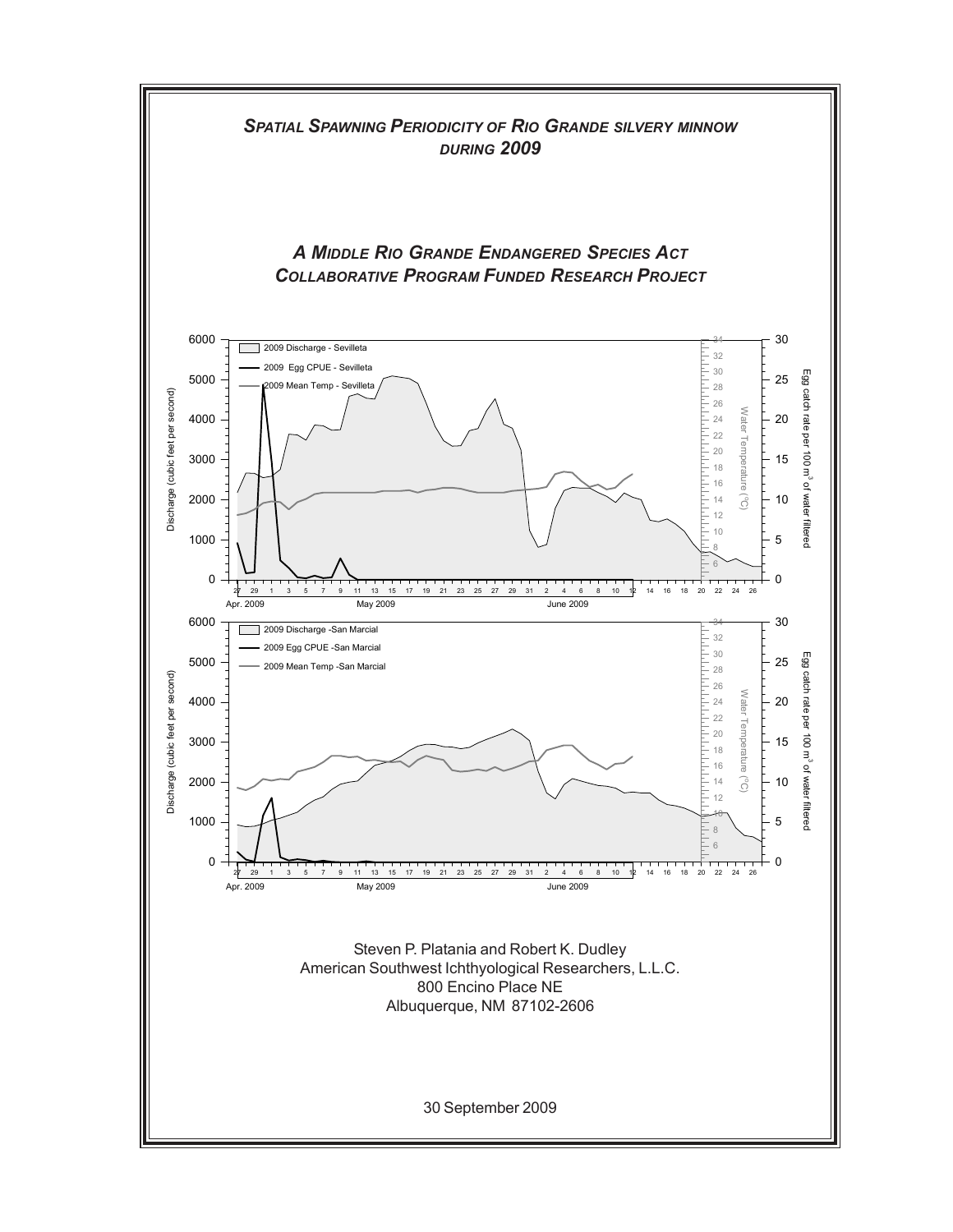# *SPATIAL SPAWNING PERIODICITY OF RIO GRANDE SILVERY MINNOW DURING 2009*

## *A MIDDLE RIO GRANDE ENDANGERED SPECIES ACT COLLABORATIVE PROGRAM FUNDED RESEARCH PROJECT*

Steven P. Platania and Robert K. Dudley
American Southwest Ichthyological Researchers, L.L.C.
800 Encino Place NE
Albuquerque, NM 87102-2606

30 September 2009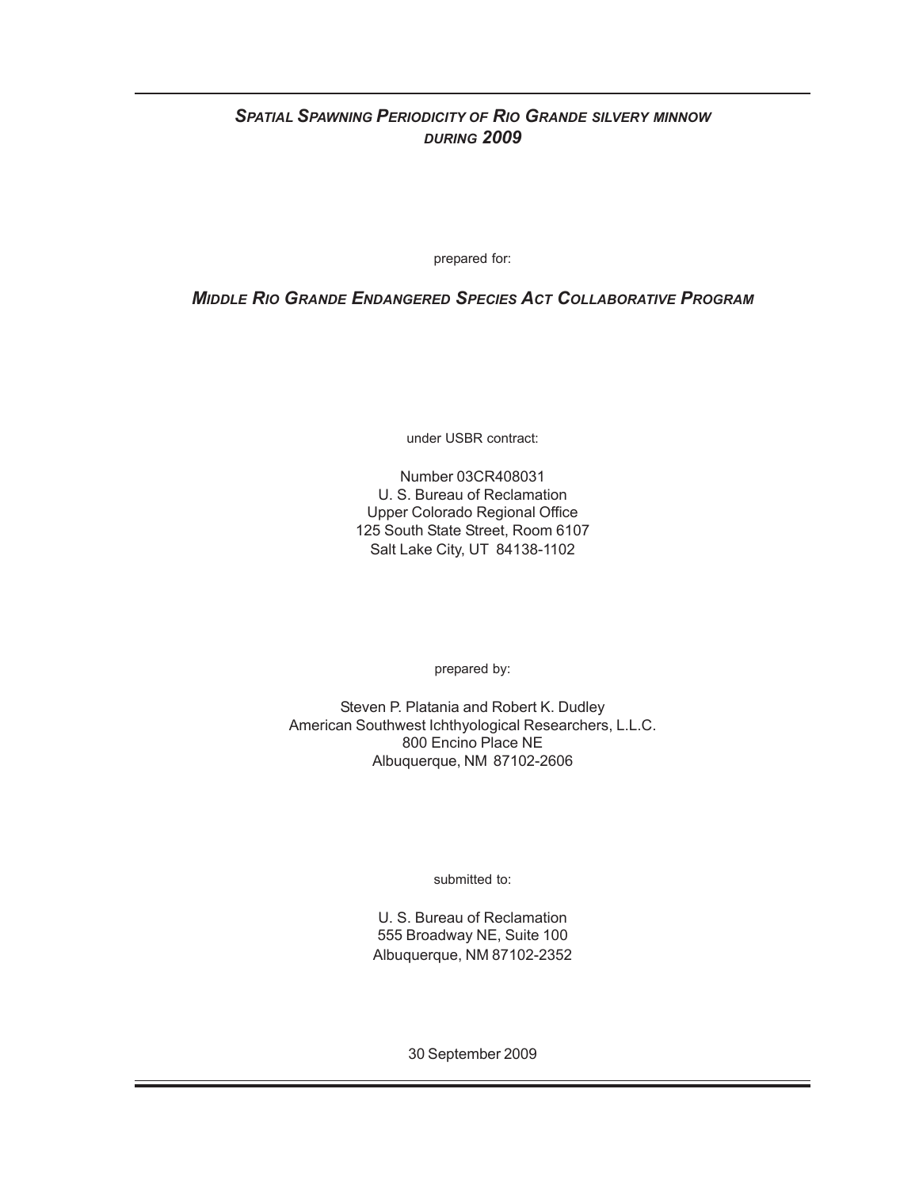# *Spatial Spawning Periodicity of Rio Grande silvery minnow during 2009*

prepared for:

## *Middle Rio Grande Endangered Species Act Collaborative Program*

under USBR contract:

Number 03CR408031
U. S. Bureau of Reclamation
Upper Colorado Regional Office
125 South State Street, Room 6107
Salt Lake City, UT 84138-1102

prepared by:

Steven P. Platania and Robert K. Dudley
American Southwest Ichthyological Researchers, L.L.C.
800 Encino Place NE
Albuquerque, NM 87102-2606

submitted to:

U. S. Bureau of Reclamation
555 Broadway NE, Suite 100
Albuquerque, NM 87102-2352

30 September 2009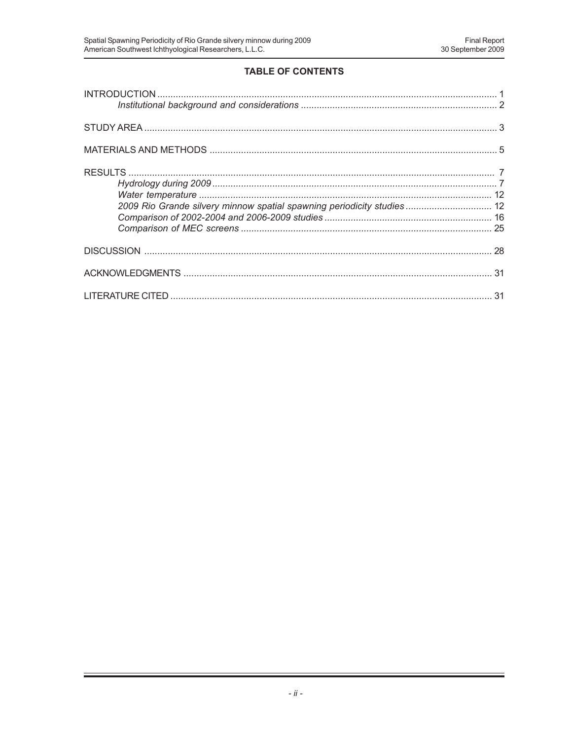## TABLE OF CONTENTS

INTRODUCTION ..... 1
    *Institutional background and considerations* ..... 2

STUDY AREA ..... 3

MATERIALS AND METHODS ..... 5

RESULTS ..... 7
    *Hydrology during 2009* ..... 7
    *Water temperature* ..... 12
    *2009 Rio Grande silvery minnow spatial spawning periodicity studies* ..... 12
    *Comparison of 2002-2004 and 2006-2009 studies* ..... 16
    *Comparison of MEC screens* ..... 25

DISCUSSION ..... 28

ACKNOWLEDGMENTS ..... 31

LITERATURE CITED ..... 31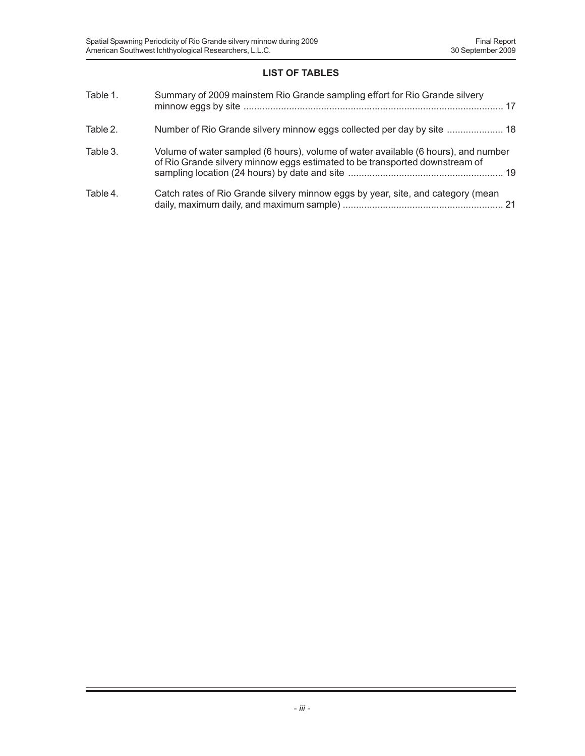## LIST OF TABLES

| | | |
|---|---|---|
| Table 1. | Summary of 2009 mainstem Rio Grande sampling effort for Rio Grande silvery minnow eggs by site | 17 |
| Table 2. | Number of Rio Grande silvery minnow eggs collected per day by site | 18 |
| Table 3. | Volume of water sampled (6 hours), volume of water available (6 hours), and number of Rio Grande silvery minnow eggs estimated to be transported downstream of sampling location (24 hours) by date and site | 19 |
| Table 4. | Catch rates of Rio Grande silvery minnow eggs by year, site, and category (mean daily, maximum daily, and maximum sample) | 21 |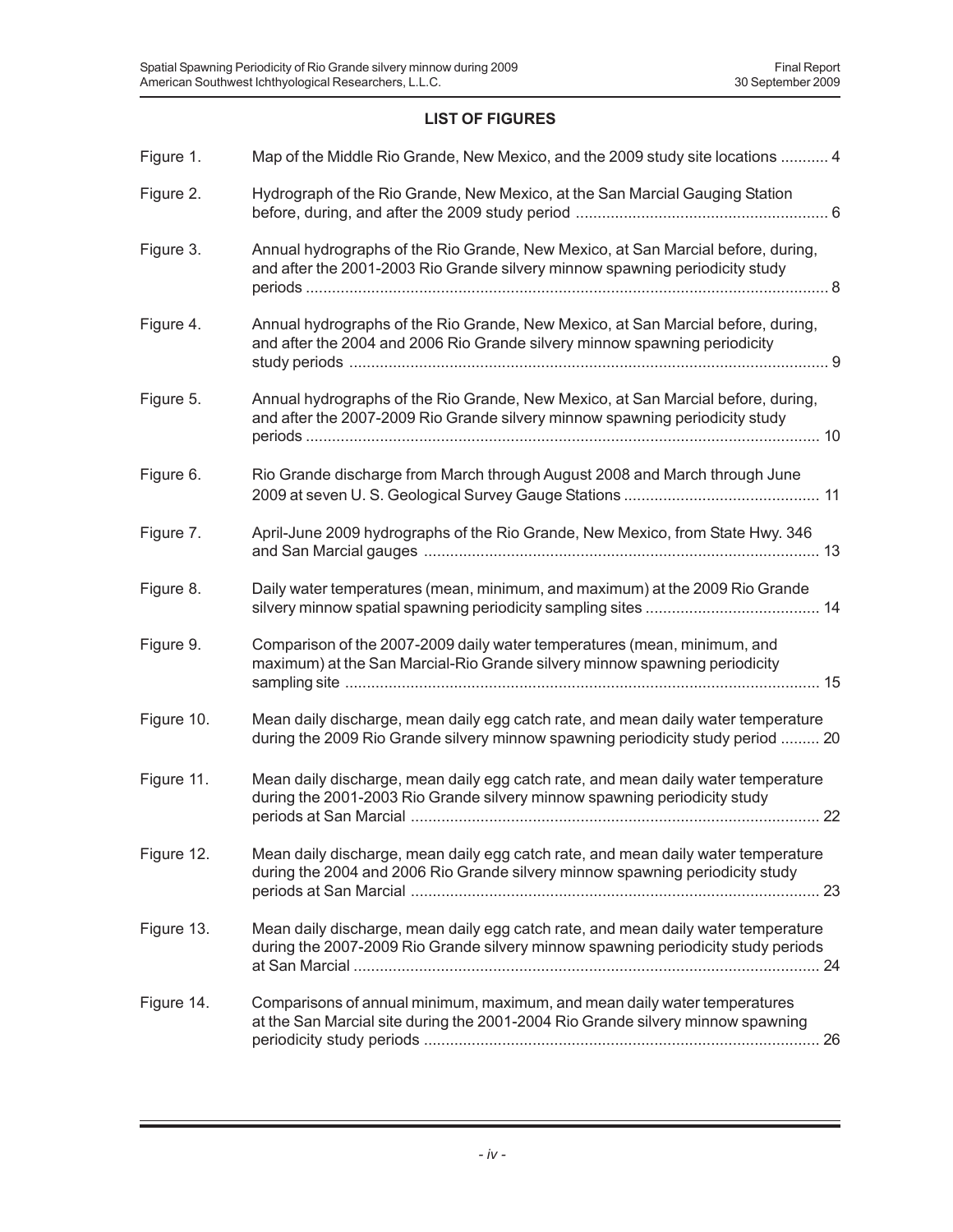## LIST OF FIGURES

| | | |
|---|---|---|
| Figure 1. | Map of the Middle Rio Grande, New Mexico, and the 2009 study site locations | 4 |
| Figure 2. | Hydrograph of the Rio Grande, New Mexico, at the San Marcial Gauging Station before, during, and after the 2009 study period | 6 |
| Figure 3. | Annual hydrographs of the Rio Grande, New Mexico, at San Marcial before, during, and after the 2001-2003 Rio Grande silvery minnow spawning periodicity study periods | 8 |
| Figure 4. | Annual hydrographs of the Rio Grande, New Mexico, at San Marcial before, during, and after the 2004 and 2006 Rio Grande silvery minnow spawning periodicity study periods | 9 |
| Figure 5. | Annual hydrographs of the Rio Grande, New Mexico, at San Marcial before, during, and after the 2007-2009 Rio Grande silvery minnow spawning periodicity study periods | 10 |
| Figure 6. | Rio Grande discharge from March through August 2008 and March through June 2009 at seven U. S. Geological Survey Gauge Stations | 11 |
| Figure 7. | April-June 2009 hydrographs of the Rio Grande, New Mexico, from State Hwy. 346 and San Marcial gauges | 13 |
| Figure 8. | Daily water temperatures (mean, minimum, and maximum) at the 2009 Rio Grande silvery minnow spatial spawning periodicity sampling sites | 14 |
| Figure 9. | Comparison of the 2007-2009 daily water temperatures (mean, minimum, and maximum) at the San Marcial-Rio Grande silvery minnow spawning periodicity sampling site | 15 |
| Figure 10. | Mean daily discharge, mean daily egg catch rate, and mean daily water temperature during the 2009 Rio Grande silvery minnow spawning periodicity study period | 20 |
| Figure 11. | Mean daily discharge, mean daily egg catch rate, and mean daily water temperature during the 2001-2003 Rio Grande silvery minnow spawning periodicity study periods at San Marcial | 22 |
| Figure 12. | Mean daily discharge, mean daily egg catch rate, and mean daily water temperature during the 2004 and 2006 Rio Grande silvery minnow spawning periodicity study periods at San Marcial | 23 |
| Figure 13. | Mean daily discharge, mean daily egg catch rate, and mean daily water temperature during the 2007-2009 Rio Grande silvery minnow spawning periodicity study periods at San Marcial | 24 |
| Figure 14. | Comparisons of annual minimum, maximum, and mean daily water temperatures at the San Marcial site during the 2001-2004 Rio Grande silvery minnow spawning periodicity study periods | 26 |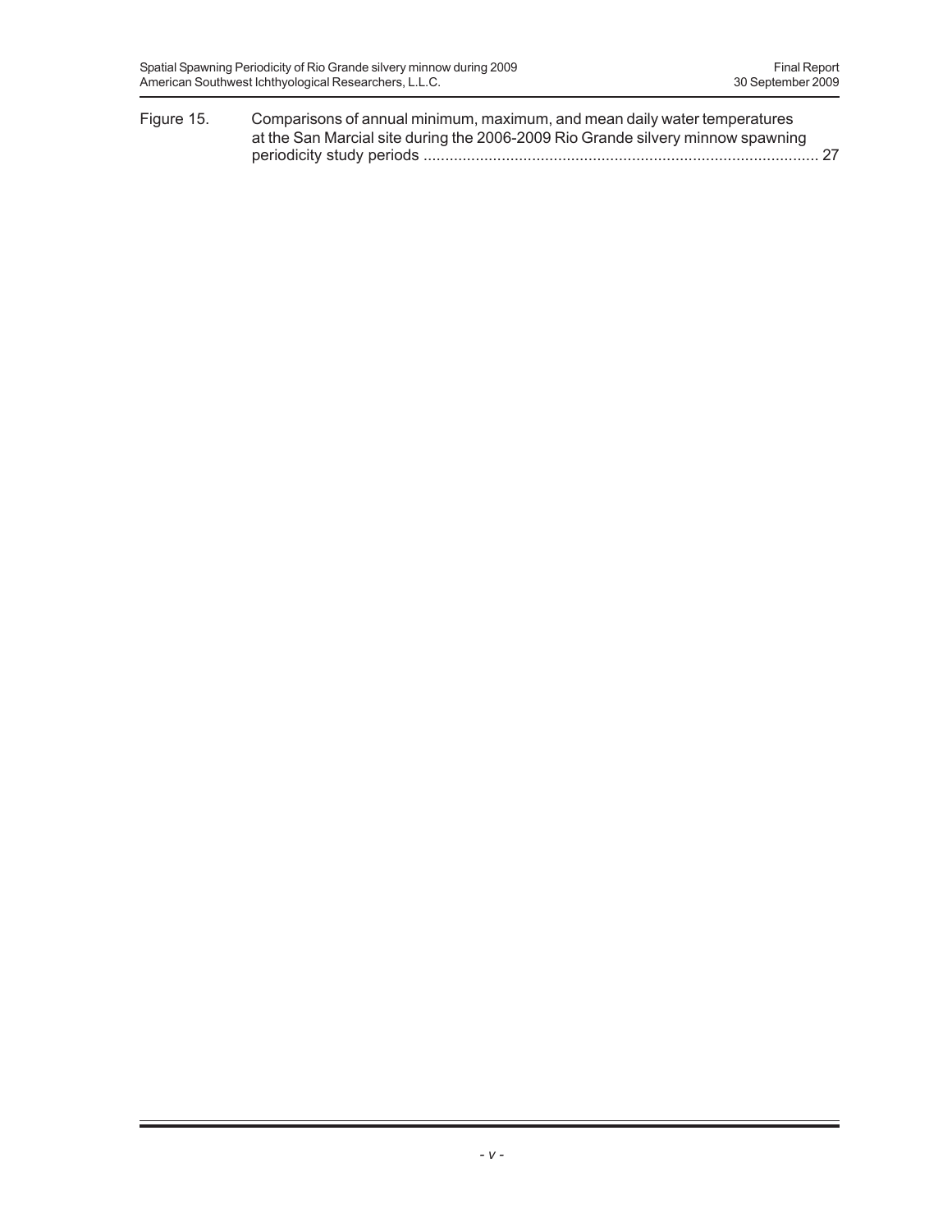Figure 15. Comparisons of annual minimum, maximum, and mean daily water temperatures at the San Marcial site during the 2006-2009 Rio Grande silvery minnow spawning periodicity study periods ........................................................................................ 27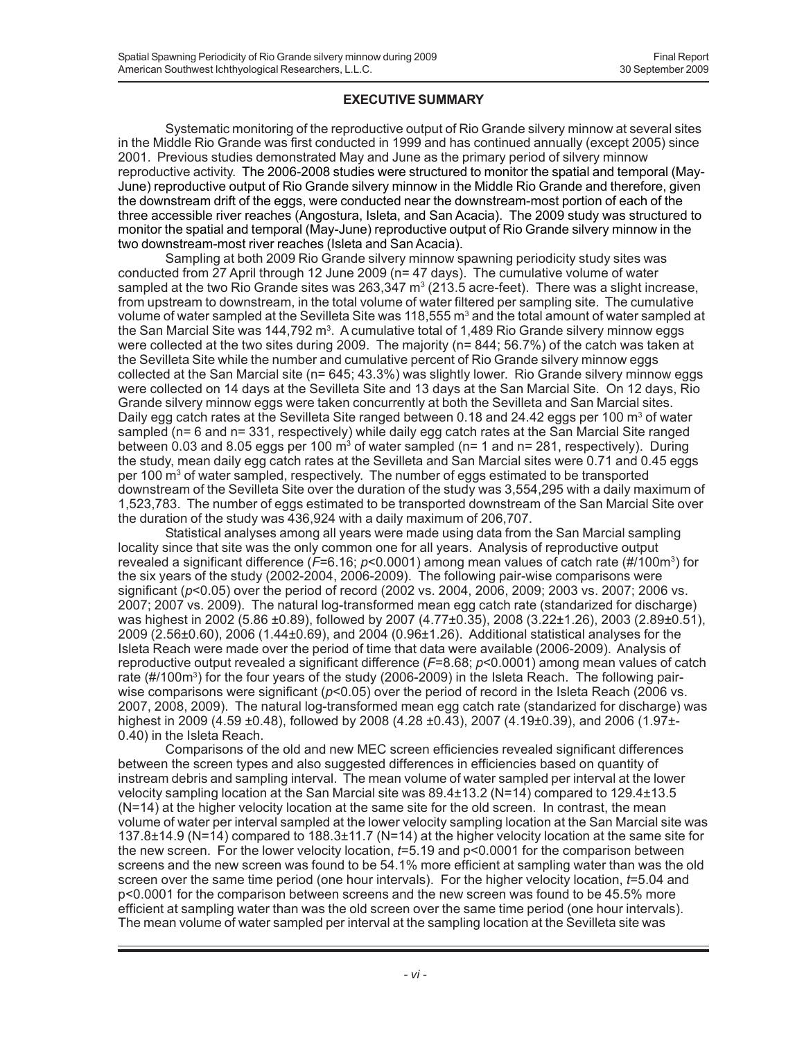## EXECUTIVE SUMMARY

Systematic monitoring of the reproductive output of Rio Grande silvery minnow at several sites in the Middle Rio Grande was first conducted in 1999 and has continued annually (except 2005) since 2001. Previous studies demonstrated May and June as the primary period of silvery minnow reproductive activity. The 2006-2008 studies were structured to monitor the spatial and temporal (May-June) reproductive output of Rio Grande silvery minnow in the Middle Rio Grande and therefore, given the downstream drift of the eggs, were conducted near the downstream-most portion of each of the three accessible river reaches (Angostura, Isleta, and San Acacia). The 2009 study was structured to monitor the spatial and temporal (May-June) reproductive output of Rio Grande silvery minnow in the two downstream-most river reaches (Isleta and San Acacia).

Sampling at both 2009 Rio Grande silvery minnow spawning periodicity study sites was conducted from 27 April through 12 June 2009 (n= 47 days). The cumulative volume of water sampled at the two Rio Grande sites was 263,347 m$^3$ (213.5 acre-feet). There was a slight increase, from upstream to downstream, in the total volume of water filtered per sampling site. The cumulative volume of water sampled at the Sevilleta Site was 118,555 m$^3$ and the total amount of water sampled at the San Marcial Site was 144,792 m$^3$. A cumulative total of 1,489 Rio Grande silvery minnow eggs were collected at the two sites during 2009. The majority (n= 844; 56.7%) of the catch was taken at the Sevilleta Site while the number and cumulative percent of Rio Grande silvery minnow eggs collected at the San Marcial site (n= 645; 43.3%) was slightly lower. Rio Grande silvery minnow eggs were collected on 14 days at the Sevilleta Site and 13 days at the San Marcial Site. On 12 days, Rio Grande silvery minnow eggs were taken concurrently at both the Sevilleta and San Marcial sites. Daily egg catch rates at the Sevilleta Site ranged between 0.18 and 24.42 eggs per 100 m$^3$ of water sampled (n= 6 and n= 331, respectively) while daily egg catch rates at the San Marcial Site ranged between 0.03 and 8.05 eggs per 100 m$^3$ of water sampled (n= 1 and n= 281, respectively). During the study, mean daily egg catch rates at the Sevilleta and San Marcial sites were 0.71 and 0.45 eggs per 100 m$^3$ of water sampled, respectively. The number of eggs estimated to be transported downstream of the Sevilleta Site over the duration of the study was 3,554,295 with a daily maximum of 1,523,783. The number of eggs estimated to be transported downstream of the San Marcial Site over the duration of the study was 436,924 with a daily maximum of 206,707.

Statistical analyses among all years were made using data from the San Marcial sampling locality since that site was the only common one for all years. Analysis of reproductive output revealed a significant difference ($F$=6.16; $p$<0.0001) among mean values of catch rate (#/100m$^3$) for the six years of the study (2002-2004, 2006-2009). The following pair-wise comparisons were significant ($p$<0.05) over the period of record (2002 vs. 2004, 2006, 2009; 2003 vs. 2007; 2006 vs. 2007; 2007 vs. 2009). The natural log-transformed mean egg catch rate (standarized for discharge) was highest in 2002 (5.86 ±0.89), followed by 2007 (4.77±0.35), 2008 (3.22±1.26), 2003 (2.89±0.51), 2009 (2.56±0.60), 2006 (1.44±0.69), and 2004 (0.96±1.26). Additional statistical analyses for the Isleta Reach were made over the period of time that data were available (2006-2009). Analysis of reproductive output revealed a significant difference ($F$=8.68; $p$<0.0001) among mean values of catch rate (#/100m$^3$) for the four years of the study (2006-2009) in the Isleta Reach. The following pair-wise comparisons were significant ($p$<0.05) over the period of record in the Isleta Reach (2006 vs. 2007, 2008, 2009). The natural log-transformed mean egg catch rate (standarized for discharge) was highest in 2009 (4.59 ±0.48), followed by 2008 (4.28 ±0.43), 2007 (4.19±0.39), and 2006 (1.97±-0.40) in the Isleta Reach.

Comparisons of the old and new MEC screen efficiencies revealed significant differences between the screen types and also suggested differences in efficiencies based on quantity of instream debris and sampling interval. The mean volume of water sampled per interval at the lower velocity sampling location at the San Marcial site was 89.4±13.2 (N=14) compared to 129.4±13.5 (N=14) at the higher velocity location at the same site for the old screen. In contrast, the mean volume of water per interval sampled at the lower velocity sampling location at the San Marcial site was 137.8±14.9 (N=14) compared to 188.3±11.7 (N=14) at the higher velocity location at the same site for the new screen. For the lower velocity location, $t$=5.19 and p<0.0001 for the comparison between screens and the new screen was found to be 54.1% more efficient at sampling water than was the old screen over the same time period (one hour intervals). For the higher velocity location, $t$=5.04 and p<0.0001 for the comparison between screens and the new screen was found to be 45.5% more efficient at sampling water than was the old screen over the same time period (one hour intervals). The mean volume of water sampled per interval at the sampling location at the Sevilleta site was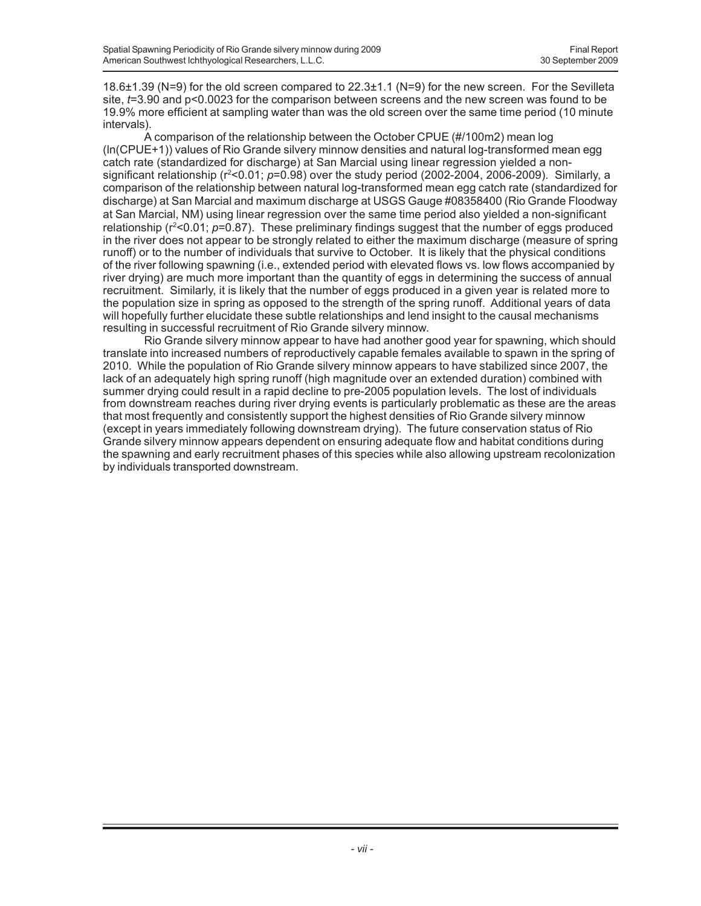18.6±1.39 (N=9) for the old screen compared to 22.3±1.1 (N=9) for the new screen. For the Sevilleta site, $t$=3.90 and $p$<0.0023 for the comparison between screens and the new screen was found to be 19.9% more efficient at sampling water than was the old screen over the same time period (10 minute intervals).

A comparison of the relationship between the October CPUE (#/100m2) mean log (ln(CPUE+1)) values of Rio Grande silvery minnow densities and natural log-transformed mean egg catch rate (standardized for discharge) at San Marcial using linear regression yielded a non-significant relationship ($r^2$<0.01; $p$=0.98) over the study period (2002-2004, 2006-2009). Similarly, a comparison of the relationship between natural log-transformed mean egg catch rate (standardized for discharge) at San Marcial and maximum discharge at USGS Gauge #08358400 (Rio Grande Floodway at San Marcial, NM) using linear regression over the same time period also yielded a non-significant relationship ($r^2$<0.01; $p$=0.87). These preliminary findings suggest that the number of eggs produced in the river does not appear to be strongly related to either the maximum discharge (measure of spring runoff) or to the number of individuals that survive to October. It is likely that the physical conditions of the river following spawning (i.e., extended period with elevated flows vs. low flows accompanied by river drying) are much more important than the quantity of eggs in determining the success of annual recruitment. Similarly, it is likely that the number of eggs produced in a given year is related more to the population size in spring as opposed to the strength of the spring runoff. Additional years of data will hopefully further elucidate these subtle relationships and lend insight to the causal mechanisms resulting in successful recruitment of Rio Grande silvery minnow.

Rio Grande silvery minnow appear to have had another good year for spawning, which should translate into increased numbers of reproductively capable females available to spawn in the spring of 2010. While the population of Rio Grande silvery minnow appears to have stabilized since 2007, the lack of an adequately high spring runoff (high magnitude over an extended duration) combined with summer drying could result in a rapid decline to pre-2005 population levels. The lost of individuals from downstream reaches during river drying events is particularly problematic as these are the areas that most frequently and consistently support the highest densities of Rio Grande silvery minnow (except in years immediately following downstream drying). The future conservation status of Rio Grande silvery minnow appears dependent on ensuring adequate flow and habitat conditions during the spawning and early recruitment phases of this species while also allowing upstream recolonization by individuals transported downstream.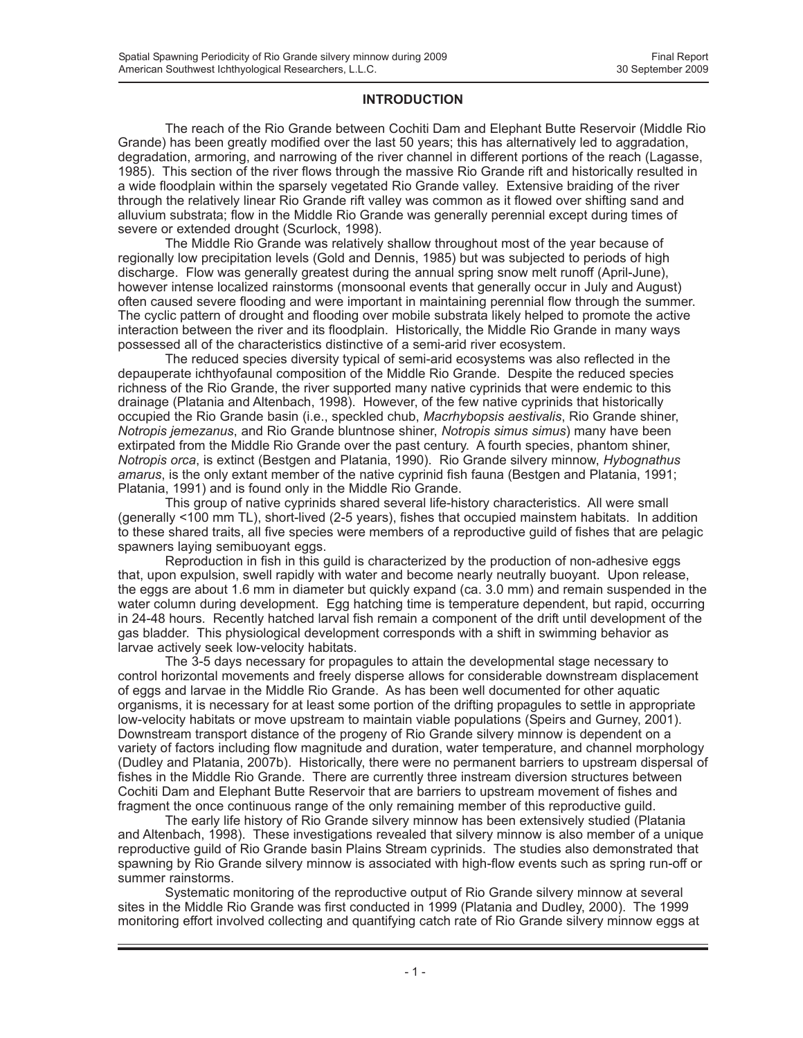## INTRODUCTION

The reach of the Rio Grande between Cochiti Dam and Elephant Butte Reservoir (Middle Rio Grande) has been greatly modified over the last 50 years; this has alternatively led to aggradation, degradation, armoring, and narrowing of the river channel in different portions of the reach (Lagasse, 1985). This section of the river flows through the massive Rio Grande rift and historically resulted in a wide floodplain within the sparsely vegetated Rio Grande valley. Extensive braiding of the river through the relatively linear Rio Grande rift valley was common as it flowed over shifting sand and alluvium substrata; flow in the Middle Rio Grande was generally perennial except during times of severe or extended drought (Scurlock, 1998).

The Middle Rio Grande was relatively shallow throughout most of the year because of regionally low precipitation levels (Gold and Dennis, 1985) but was subjected to periods of high discharge. Flow was generally greatest during the annual spring snow melt runoff (April-June), however intense localized rainstorms (monsoonal events that generally occur in July and August) often caused severe flooding and were important in maintaining perennial flow through the summer. The cyclic pattern of drought and flooding over mobile substrata likely helped to promote the active interaction between the river and its floodplain. Historically, the Middle Rio Grande in many ways possessed all of the characteristics distinctive of a semi-arid river ecosystem.

The reduced species diversity typical of semi-arid ecosystems was also reflected in the depauperate ichthyofaunal composition of the Middle Rio Grande. Despite the reduced species richness of the Rio Grande, the river supported many native cyprinids that were endemic to this drainage (Platania and Altenbach, 1998). However, of the few native cyprinids that historically occupied the Rio Grande basin (i.e., speckled chub, *Macrhybopsis aestivalis*, Rio Grande shiner, *Notropis jemezanus*, and Rio Grande bluntnose shiner, *Notropis simus simus*) many have been extirpated from the Middle Rio Grande over the past century. A fourth species, phantom shiner, *Notropis orca*, is extinct (Bestgen and Platania, 1990). Rio Grande silvery minnow, *Hybognathus amarus*, is the only extant member of the native cyprinid fish fauna (Bestgen and Platania, 1991; Platania, 1991) and is found only in the Middle Rio Grande.

This group of native cyprinids shared several life-history characteristics. All were small (generally <100 mm TL), short-lived (2-5 years), fishes that occupied mainstem habitats. In addition to these shared traits, all five species were members of a reproductive guild of fishes that are pelagic spawners laying semibuoyant eggs.

Reproduction in fish in this guild is characterized by the production of non-adhesive eggs that, upon expulsion, swell rapidly with water and become nearly neutrally buoyant. Upon release, the eggs are about 1.6 mm in diameter but quickly expand (ca. 3.0 mm) and remain suspended in the water column during development. Egg hatching time is temperature dependent, but rapid, occurring in 24-48 hours. Recently hatched larval fish remain a component of the drift until development of the gas bladder. This physiological development corresponds with a shift in swimming behavior as larvae actively seek low-velocity habitats.

The 3-5 days necessary for propagules to attain the developmental stage necessary to control horizontal movements and freely disperse allows for considerable downstream displacement of eggs and larvae in the Middle Rio Grande. As has been well documented for other aquatic organisms, it is necessary for at least some portion of the drifting propagules to settle in appropriate low-velocity habitats or move upstream to maintain viable populations (Speirs and Gurney, 2001). Downstream transport distance of the progeny of Rio Grande silvery minnow is dependent on a variety of factors including flow magnitude and duration, water temperature, and channel morphology (Dudley and Platania, 2007b). Historically, there were no permanent barriers to upstream dispersal of fishes in the Middle Rio Grande. There are currently three instream diversion structures between Cochiti Dam and Elephant Butte Reservoir that are barriers to upstream movement of fishes and fragment the once continuous range of the only remaining member of this reproductive guild.

The early life history of Rio Grande silvery minnow has been extensively studied (Platania and Altenbach, 1998). These investigations revealed that silvery minnow is also member of a unique reproductive guild of Rio Grande basin Plains Stream cyprinids. The studies also demonstrated that spawning by Rio Grande silvery minnow is associated with high-flow events such as spring run-off or summer rainstorms.

Systematic monitoring of the reproductive output of Rio Grande silvery minnow at several sites in the Middle Rio Grande was first conducted in 1999 (Platania and Dudley, 2000). The 1999 monitoring effort involved collecting and quantifying catch rate of Rio Grande silvery minnow eggs at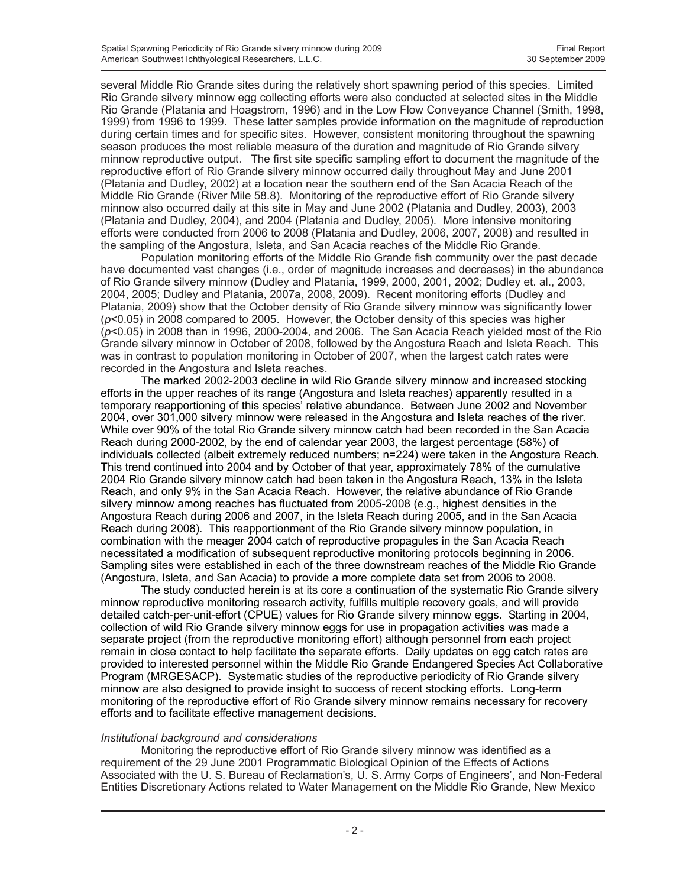several Middle Rio Grande sites during the relatively short spawning period of this species. Limited Rio Grande silvery minnow egg collecting efforts were also conducted at selected sites in the Middle Rio Grande (Platania and Hoagstrom, 1996) and in the Low Flow Conveyance Channel (Smith, 1998, 1999) from 1996 to 1999. These latter samples provide information on the magnitude of reproduction during certain times and for specific sites. However, consistent monitoring throughout the spawning season produces the most reliable measure of the duration and magnitude of Rio Grande silvery minnow reproductive output. The first site specific sampling effort to document the magnitude of the reproductive effort of Rio Grande silvery minnow occurred daily throughout May and June 2001 (Platania and Dudley, 2002) at a location near the southern end of the San Acacia Reach of the Middle Rio Grande (River Mile 58.8). Monitoring of the reproductive effort of Rio Grande silvery minnow also occurred daily at this site in May and June 2002 (Platania and Dudley, 2003), 2003 (Platania and Dudley, 2004), and 2004 (Platania and Dudley, 2005). More intensive monitoring efforts were conducted from 2006 to 2008 (Platania and Dudley, 2006, 2007, 2008) and resulted in the sampling of the Angostura, Isleta, and San Acacia reaches of the Middle Rio Grande.

Population monitoring efforts of the Middle Rio Grande fish community over the past decade have documented vast changes (i.e., order of magnitude increases and decreases) in the abundance of Rio Grande silvery minnow (Dudley and Platania, 1999, 2000, 2001, 2002; Dudley et. al., 2003, 2004, 2005; Dudley and Platania, 2007a, 2008, 2009). Recent monitoring efforts (Dudley and Platania, 2009) show that the October density of Rio Grande silvery minnow was significantly lower ($p<0.05$) in 2008 compared to 2005. However, the October density of this species was higher ($p<0.05$) in 2008 than in 1996, 2000-2004, and 2006. The San Acacia Reach yielded most of the Rio Grande silvery minnow in October of 2008, followed by the Angostura Reach and Isleta Reach. This was in contrast to population monitoring in October of 2007, when the largest catch rates were recorded in the Angostura and Isleta reaches.

The marked 2002-2003 decline in wild Rio Grande silvery minnow and increased stocking efforts in the upper reaches of its range (Angostura and Isleta reaches) apparently resulted in a temporary reapportioning of this species' relative abundance. Between June 2002 and November 2004, over 301,000 silvery minnow were released in the Angostura and Isleta reaches of the river. While over 90% of the total Rio Grande silvery minnow catch had been recorded in the San Acacia Reach during 2000-2002, by the end of calendar year 2003, the largest percentage (58%) of individuals collected (albeit extremely reduced numbers; n=224) were taken in the Angostura Reach. This trend continued into 2004 and by October of that year, approximately 78% of the cumulative 2004 Rio Grande silvery minnow catch had been taken in the Angostura Reach, 13% in the Isleta Reach, and only 9% in the San Acacia Reach. However, the relative abundance of Rio Grande silvery minnow among reaches has fluctuated from 2005-2008 (e.g., highest densities in the Angostura Reach during 2006 and 2007, in the Isleta Reach during 2005, and in the San Acacia Reach during 2008). This reapportionment of the Rio Grande silvery minnow population, in combination with the meager 2004 catch of reproductive propagules in the San Acacia Reach necessitated a modification of subsequent reproductive monitoring protocols beginning in 2006. Sampling sites were established in each of the three downstream reaches of the Middle Rio Grande (Angostura, Isleta, and San Acacia) to provide a more complete data set from 2006 to 2008.

The study conducted herein is at its core a continuation of the systematic Rio Grande silvery minnow reproductive monitoring research activity, fulfills multiple recovery goals, and will provide detailed catch-per-unit-effort (CPUE) values for Rio Grande silvery minnow eggs. Starting in 2004, collection of wild Rio Grande silvery minnow eggs for use in propagation activities was made a separate project (from the reproductive monitoring effort) although personnel from each project remain in close contact to help facilitate the separate efforts. Daily updates on egg catch rates are provided to interested personnel within the Middle Rio Grande Endangered Species Act Collaborative Program (MRGESACP). Systematic studies of the reproductive periodicity of Rio Grande silvery minnow are also designed to provide insight to success of recent stocking efforts. Long-term monitoring of the reproductive effort of Rio Grande silvery minnow remains necessary for recovery efforts and to facilitate effective management decisions.

*Institutional background and considerations*

Monitoring the reproductive effort of Rio Grande silvery minnow was identified as a requirement of the 29 June 2001 Programmatic Biological Opinion of the Effects of Actions Associated with the U. S. Bureau of Reclamation's, U. S. Army Corps of Engineers', and Non-Federal Entities Discretionary Actions related to Water Management on the Middle Rio Grande, New Mexico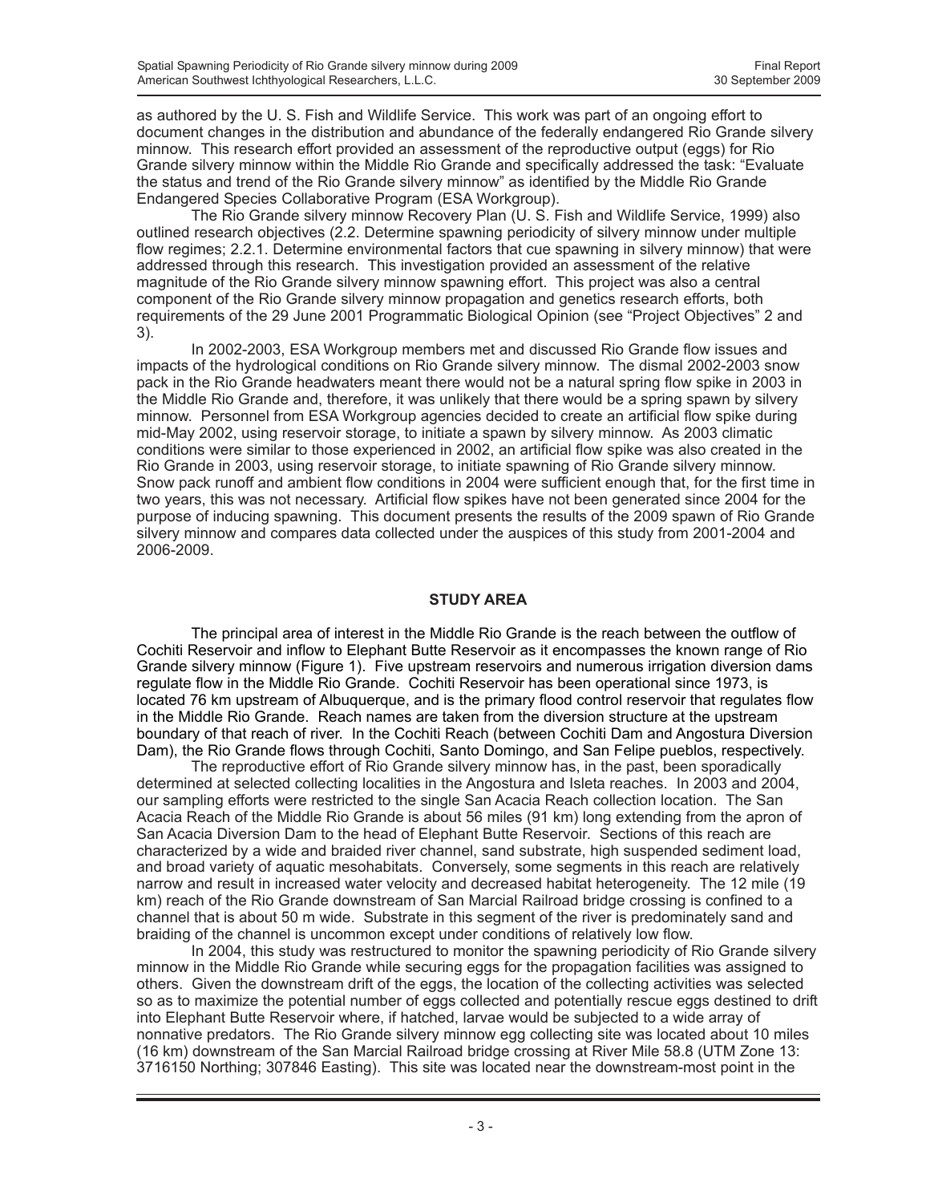as authored by the U. S. Fish and Wildlife Service. This work was part of an ongoing effort to document changes in the distribution and abundance of the federally endangered Rio Grande silvery minnow. This research effort provided an assessment of the reproductive output (eggs) for Rio Grande silvery minnow within the Middle Rio Grande and specifically addressed the task: "Evaluate the status and trend of the Rio Grande silvery minnow" as identified by the Middle Rio Grande Endangered Species Collaborative Program (ESA Workgroup).

The Rio Grande silvery minnow Recovery Plan (U. S. Fish and Wildlife Service, 1999) also outlined research objectives (2.2. Determine spawning periodicity of silvery minnow under multiple flow regimes; 2.2.1. Determine environmental factors that cue spawning in silvery minnow) that were addressed through this research. This investigation provided an assessment of the relative magnitude of the Rio Grande silvery minnow spawning effort. This project was also a central component of the Rio Grande silvery minnow propagation and genetics research efforts, both requirements of the 29 June 2001 Programmatic Biological Opinion (see "Project Objectives" 2 and 3).

In 2002-2003, ESA Workgroup members met and discussed Rio Grande flow issues and impacts of the hydrological conditions on Rio Grande silvery minnow. The dismal 2002-2003 snow pack in the Rio Grande headwaters meant there would not be a natural spring flow spike in 2003 in the Middle Rio Grande and, therefore, it was unlikely that there would be a spring spawn by silvery minnow. Personnel from ESA Workgroup agencies decided to create an artificial flow spike during mid-May 2002, using reservoir storage, to initiate a spawn by silvery minnow. As 2003 climatic conditions were similar to those experienced in 2002, an artificial flow spike was also created in the Rio Grande in 2003, using reservoir storage, to initiate spawning of Rio Grande silvery minnow. Snow pack runoff and ambient flow conditions in 2004 were sufficient enough that, for the first time in two years, this was not necessary. Artificial flow spikes have not been generated since 2004 for the purpose of inducing spawning. This document presents the results of the 2009 spawn of Rio Grande silvery minnow and compares data collected under the auspices of this study from 2001-2004 and 2006-2009.

## STUDY AREA

The principal area of interest in the Middle Rio Grande is the reach between the outflow of Cochiti Reservoir and inflow to Elephant Butte Reservoir as it encompasses the known range of Rio Grande silvery minnow (Figure 1). Five upstream reservoirs and numerous irrigation diversion dams regulate flow in the Middle Rio Grande. Cochiti Reservoir has been operational since 1973, is located 76 km upstream of Albuquerque, and is the primary flood control reservoir that regulates flow in the Middle Rio Grande. Reach names are taken from the diversion structure at the upstream boundary of that reach of river. In the Cochiti Reach (between Cochiti Dam and Angostura Diversion Dam), the Rio Grande flows through Cochiti, Santo Domingo, and San Felipe pueblos, respectively.

The reproductive effort of Rio Grande silvery minnow has, in the past, been sporadically determined at selected collecting localities in the Angostura and Isleta reaches. In 2003 and 2004, our sampling efforts were restricted to the single San Acacia Reach collection location. The San Acacia Reach of the Middle Rio Grande is about 56 miles (91 km) long extending from the apron of San Acacia Diversion Dam to the head of Elephant Butte Reservoir. Sections of this reach are characterized by a wide and braided river channel, sand substrate, high suspended sediment load, and broad variety of aquatic mesohabitats. Conversely, some segments in this reach are relatively narrow and result in increased water velocity and decreased habitat heterogeneity. The 12 mile (19 km) reach of the Rio Grande downstream of San Marcial Railroad bridge crossing is confined to a channel that is about 50 m wide. Substrate in this segment of the river is predominately sand and braiding of the channel is uncommon except under conditions of relatively low flow.

In 2004, this study was restructured to monitor the spawning periodicity of Rio Grande silvery minnow in the Middle Rio Grande while securing eggs for the propagation facilities was assigned to others. Given the downstream drift of the eggs, the location of the collecting activities was selected so as to maximize the potential number of eggs collected and potentially rescue eggs destined to drift into Elephant Butte Reservoir where, if hatched, larvae would be subjected to a wide array of nonnative predators. The Rio Grande silvery minnow egg collecting site was located about 10 miles (16 km) downstream of the San Marcial Railroad bridge crossing at River Mile 58.8 (UTM Zone 13: 3716150 Northing; 307846 Easting). This site was located near the downstream-most point in the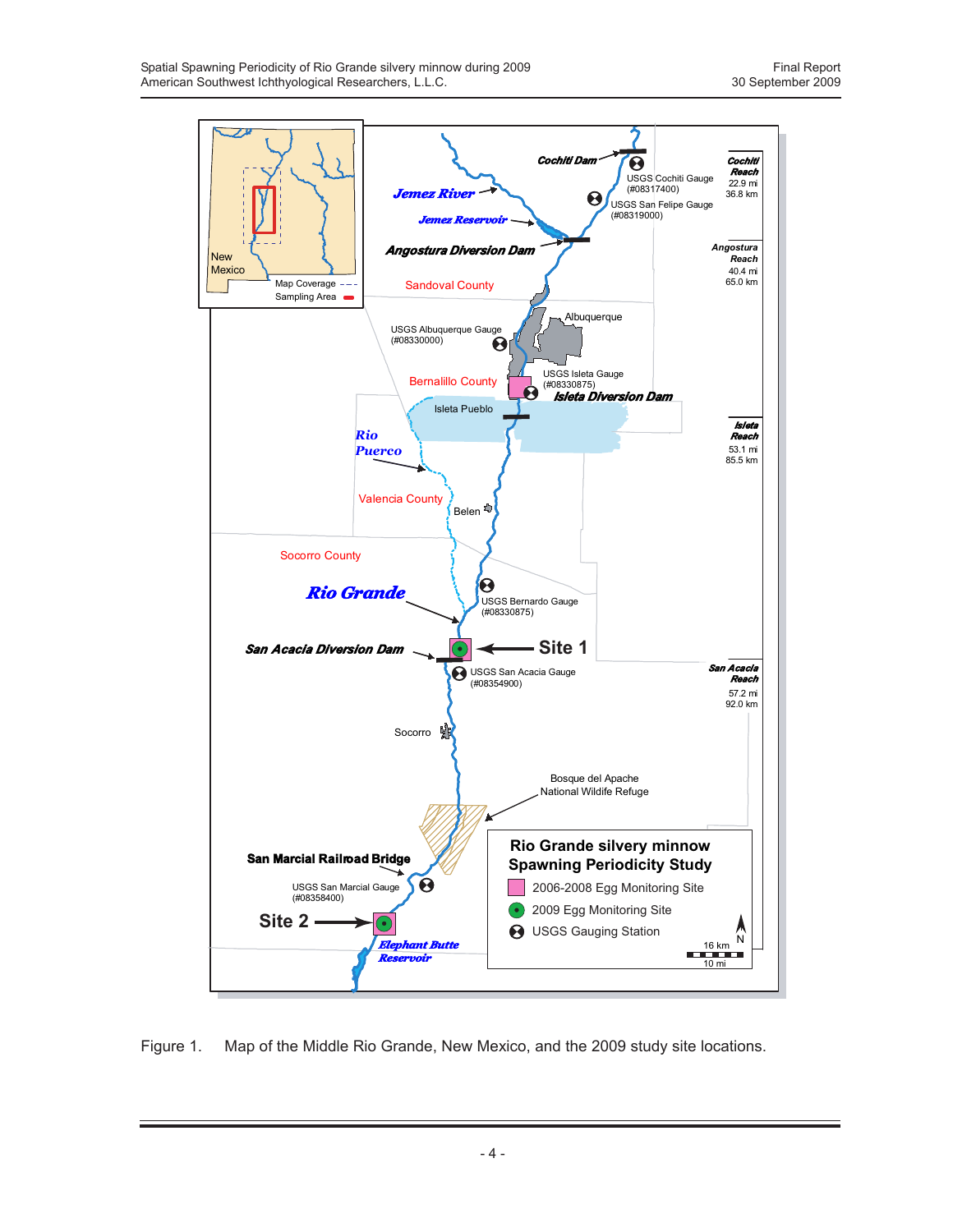Figure 1. Map of the Middle Rio Grande, New Mexico, and the 2009 study site locations.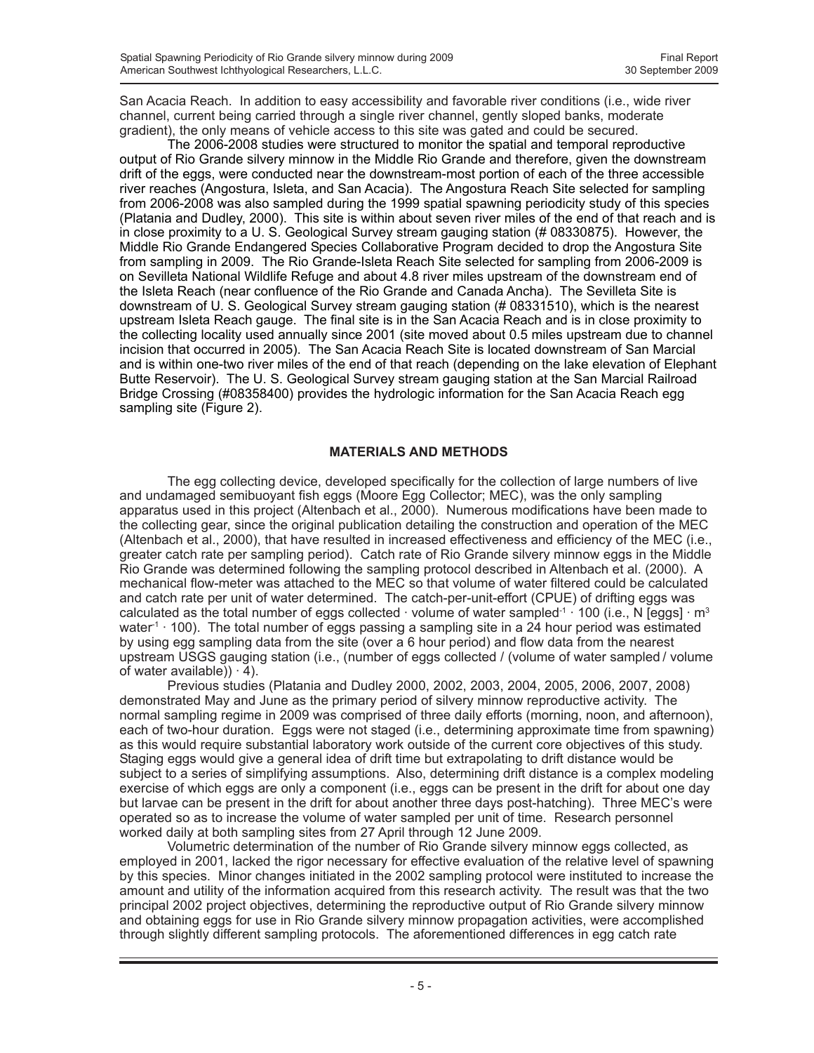San Acacia Reach. In addition to easy accessibility and favorable river conditions (i.e., wide river channel, current being carried through a single river channel, gently sloped banks, moderate gradient), the only means of vehicle access to this site was gated and could be secured.

The 2006-2008 studies were structured to monitor the spatial and temporal reproductive output of Rio Grande silvery minnow in the Middle Rio Grande and therefore, given the downstream drift of the eggs, were conducted near the downstream-most portion of each of the three accessible river reaches (Angostura, Isleta, and San Acacia). The Angostura Reach Site selected for sampling from 2006-2008 was also sampled during the 1999 spatial spawning periodicity study of this species (Platania and Dudley, 2000). This site is within about seven river miles of the end of that reach and is in close proximity to a U. S. Geological Survey stream gauging station (# 08330875). However, the Middle Rio Grande Endangered Species Collaborative Program decided to drop the Angostura Site from sampling in 2009. The Rio Grande-Isleta Reach Site selected for sampling from 2006-2009 is on Sevilleta National Wildlife Refuge and about 4.8 river miles upstream of the downstream end of the Isleta Reach (near confluence of the Rio Grande and Canada Ancha). The Sevilleta Site is downstream of U. S. Geological Survey stream gauging station (# 08331510), which is the nearest upstream Isleta Reach gauge. The final site is in the San Acacia Reach and is in close proximity to the collecting locality used annually since 2001 (site moved about 0.5 miles upstream due to channel incision that occurred in 2005). The San Acacia Reach Site is located downstream of San Marcial and is within one-two river miles of the end of that reach (depending on the lake elevation of Elephant Butte Reservoir). The U. S. Geological Survey stream gauging station at the San Marcial Railroad Bridge Crossing (#08358400) provides the hydrologic information for the San Acacia Reach egg sampling site (Figure 2).

## MATERIALS AND METHODS

The egg collecting device, developed specifically for the collection of large numbers of live and undamaged semibuoyant fish eggs (Moore Egg Collector; MEC), was the only sampling apparatus used in this project (Altenbach et al., 2000). Numerous modifications have been made to the collecting gear, since the original publication detailing the construction and operation of the MEC (Altenbach et al., 2000), that have resulted in increased effectiveness and efficiency of the MEC (i.e., greater catch rate per sampling period). Catch rate of Rio Grande silvery minnow eggs in the Middle Rio Grande was determined following the sampling protocol described in Altenbach et al. (2000). A mechanical flow-meter was attached to the MEC so that volume of water filtered could be calculated and catch rate per unit of water determined. The catch-per-unit-effort (CPUE) of drifting eggs was calculated as the total number of eggs collected · volume of water sampled$^{-1}$ · 100 (i.e., N [eggs] · $m^3$ water$^{-1}$ · 100). The total number of eggs passing a sampling site in a 24 hour period was estimated by using egg sampling data from the site (over a 6 hour period) and flow data from the nearest upstream USGS gauging station (i.e., (number of eggs collected / (volume of water sampled / volume of water available)) · 4).

Previous studies (Platania and Dudley 2000, 2002, 2003, 2004, 2005, 2006, 2007, 2008) demonstrated May and June as the primary period of silvery minnow reproductive activity. The normal sampling regime in 2009 was comprised of three daily efforts (morning, noon, and afternoon), each of two-hour duration. Eggs were not staged (i.e., determining approximate time from spawning) as this would require substantial laboratory work outside of the current core objectives of this study. Staging eggs would give a general idea of drift time but extrapolating to drift distance would be subject to a series of simplifying assumptions. Also, determining drift distance is a complex modeling exercise of which eggs are only a component (i.e., eggs can be present in the drift for about one day but larvae can be present in the drift for about another three days post-hatching). Three MEC's were operated so as to increase the volume of water sampled per unit of time. Research personnel worked daily at both sampling sites from 27 April through 12 June 2009.

Volumetric determination of the number of Rio Grande silvery minnow eggs collected, as employed in 2001, lacked the rigor necessary for effective evaluation of the relative level of spawning by this species. Minor changes initiated in the 2002 sampling protocol were instituted to increase the amount and utility of the information acquired from this research activity. The result was that the two principal 2002 project objectives, determining the reproductive output of Rio Grande silvery minnow and obtaining eggs for use in Rio Grande silvery minnow propagation activities, were accomplished through slightly different sampling protocols. The aforementioned differences in egg catch rate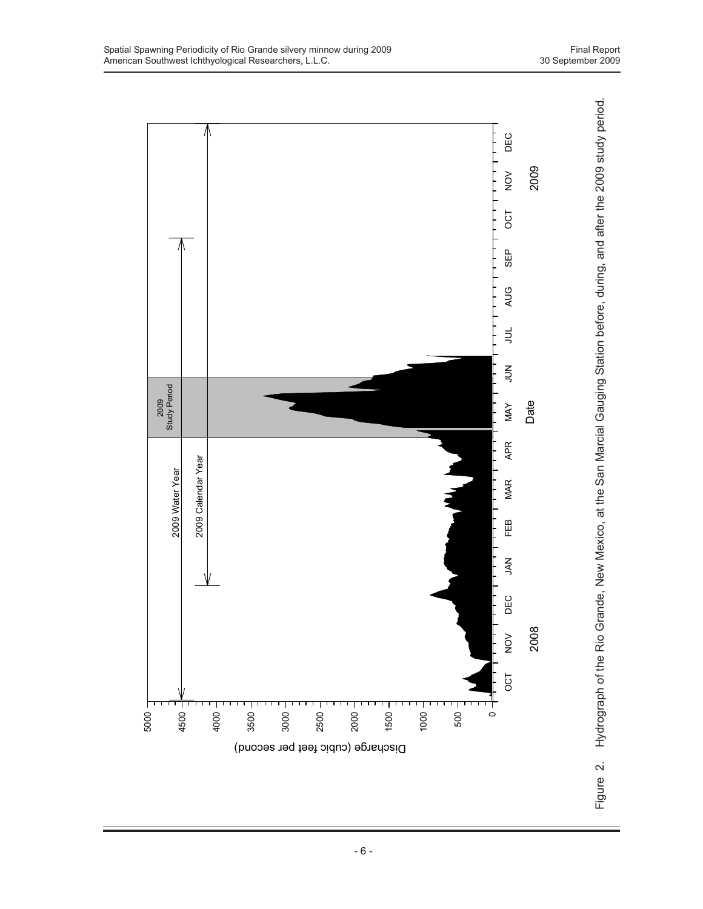Figure 2. Hydrograph of the Rio Grande, New Mexico, at the San Marcial Gauging Station before, during, and after the 2009 study period.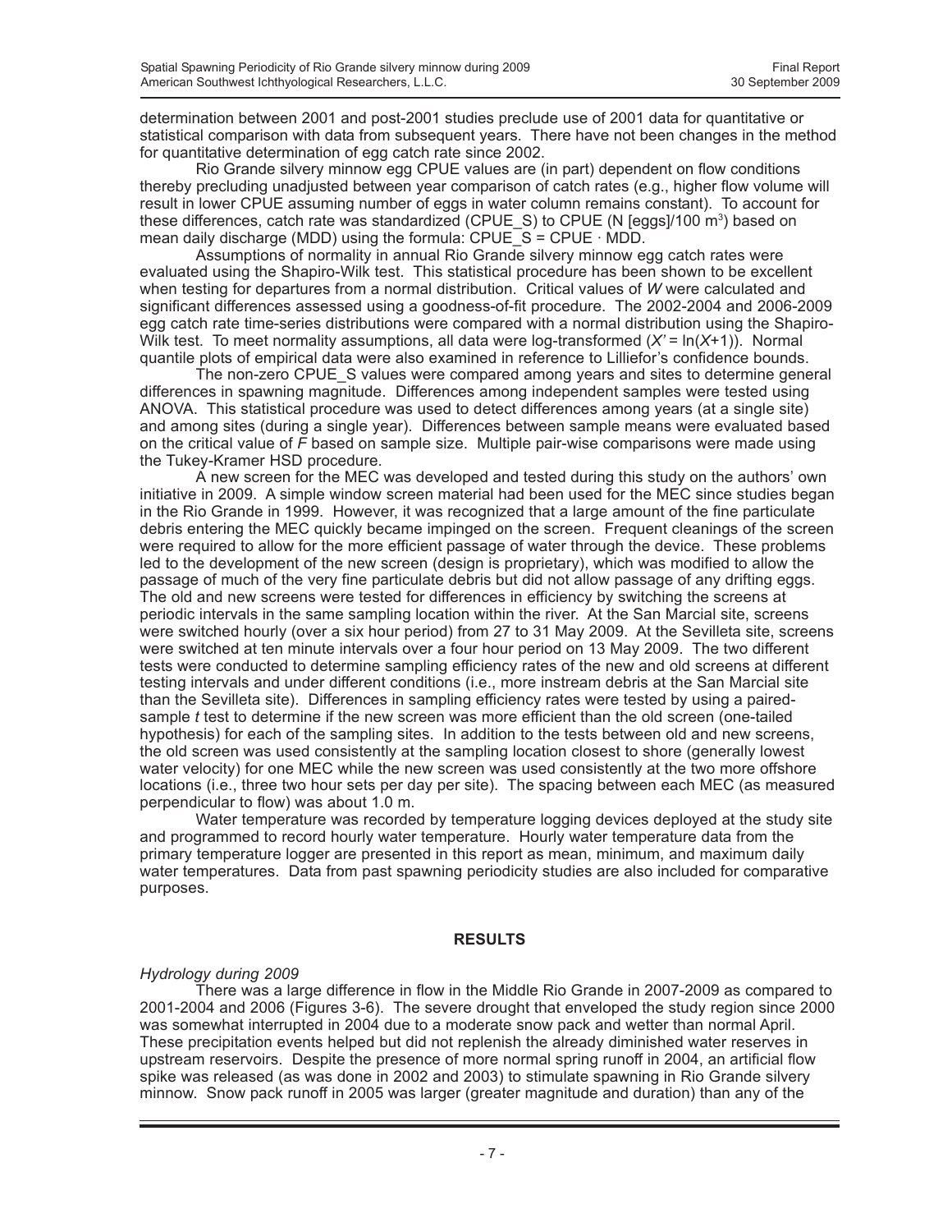determination between 2001 and post-2001 studies preclude use of 2001 data for quantitative or statistical comparison with data from subsequent years. There have not been changes in the method for quantitative determination of egg catch rate since 2002.

Rio Grande silvery minnow egg CPUE values are (in part) dependent on flow conditions thereby precluding unadjusted between year comparison of catch rates (e.g., higher flow volume will result in lower CPUE assuming number of eggs in water column remains constant). To account for these differences, catch rate was standardized (CPUE_S) to CPUE (N [eggs]/100 $m^3$) based on mean daily discharge (MDD) using the formula: CPUE_S = CPUE · MDD.

Assumptions of normality in annual Rio Grande silvery minnow egg catch rates were evaluated using the Shapiro-Wilk test. This statistical procedure has been shown to be excellent when testing for departures from a normal distribution. Critical values of $W$ were calculated and significant differences assessed using a goodness-of-fit procedure. The 2002-2004 and 2006-2009 egg catch rate time-series distributions were compared with a normal distribution using the Shapiro-Wilk test. To meet normality assumptions, all data were log-transformed ($X' = \ln(X+1)$). Normal quantile plots of empirical data were also examined in reference to Lilliefor's confidence bounds.

The non-zero CPUE_S values were compared among years and sites to determine general differences in spawning magnitude. Differences among independent samples were tested using ANOVA. This statistical procedure was used to detect differences among years (at a single site) and among sites (during a single year). Differences between sample means were evaluated based on the critical value of $F$ based on sample size. Multiple pair-wise comparisons were made using the Tukey-Kramer HSD procedure.

A new screen for the MEC was developed and tested during this study on the authors' own initiative in 2009. A simple window screen material had been used for the MEC since studies began in the Rio Grande in 1999. However, it was recognized that a large amount of the fine particulate debris entering the MEC quickly became impinged on the screen. Frequent cleanings of the screen were required to allow for the more efficient passage of water through the device. These problems led to the development of the new screen (design is proprietary), which was modified to allow the passage of much of the very fine particulate debris but did not allow passage of any drifting eggs. The old and new screens were tested for differences in efficiency by switching the screens at periodic intervals in the same sampling location within the river. At the San Marcial site, screens were switched hourly (over a six hour period) from 27 to 31 May 2009. At the Sevilleta site, screens were switched at ten minute intervals over a four hour period on 13 May 2009. The two different tests were conducted to determine sampling efficiency rates of the new and old screens at different testing intervals and under different conditions (i.e., more instream debris at the San Marcial site than the Sevilleta site). Differences in sampling efficiency rates were tested by using a paired-sample $t$ test to determine if the new screen was more efficient than the old screen (one-tailed hypothesis) for each of the sampling sites. In addition to the tests between old and new screens, the old screen was used consistently at the sampling location closest to shore (generally lowest water velocity) for one MEC while the new screen was used consistently at the two more offshore locations (i.e., three two hour sets per day per site). The spacing between each MEC (as measured perpendicular to flow) was about 1.0 m.

Water temperature was recorded by temperature logging devices deployed at the study site and programmed to record hourly water temperature. Hourly water temperature data from the primary temperature logger are presented in this report as mean, minimum, and maximum daily water temperatures. Data from past spawning periodicity studies are also included for comparative purposes.

## RESULTS

### *Hydrology during 2009*

There was a large difference in flow in the Middle Rio Grande in 2007-2009 as compared to 2001-2004 and 2006 (Figures 3-6). The severe drought that enveloped the study region since 2000 was somewhat interrupted in 2004 due to a moderate snow pack and wetter than normal April. These precipitation events helped but did not replenish the already diminished water reserves in upstream reservoirs. Despite the presence of more normal spring runoff in 2004, an artificial flow spike was released (as was done in 2002 and 2003) to stimulate spawning in Rio Grande silvery minnow. Snow pack runoff in 2005 was larger (greater magnitude and duration) than any of the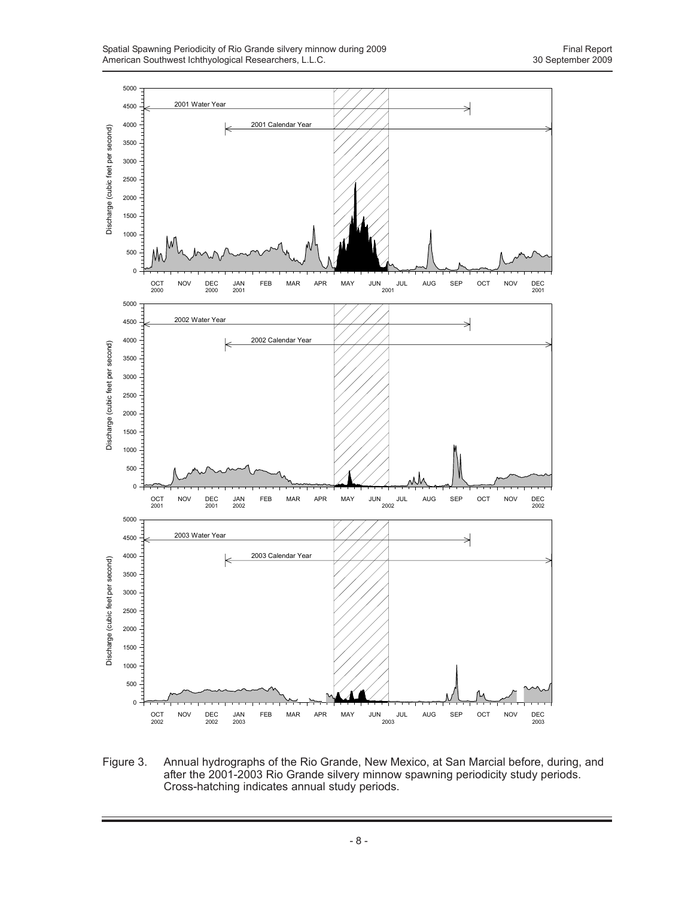Figure 3. Annual hydrographs of the Rio Grande, New Mexico, at San Marcial before, during, and after the 2001-2003 Rio Grande silvery minnow spawning periodicity study periods. Cross-hatching indicates annual study periods.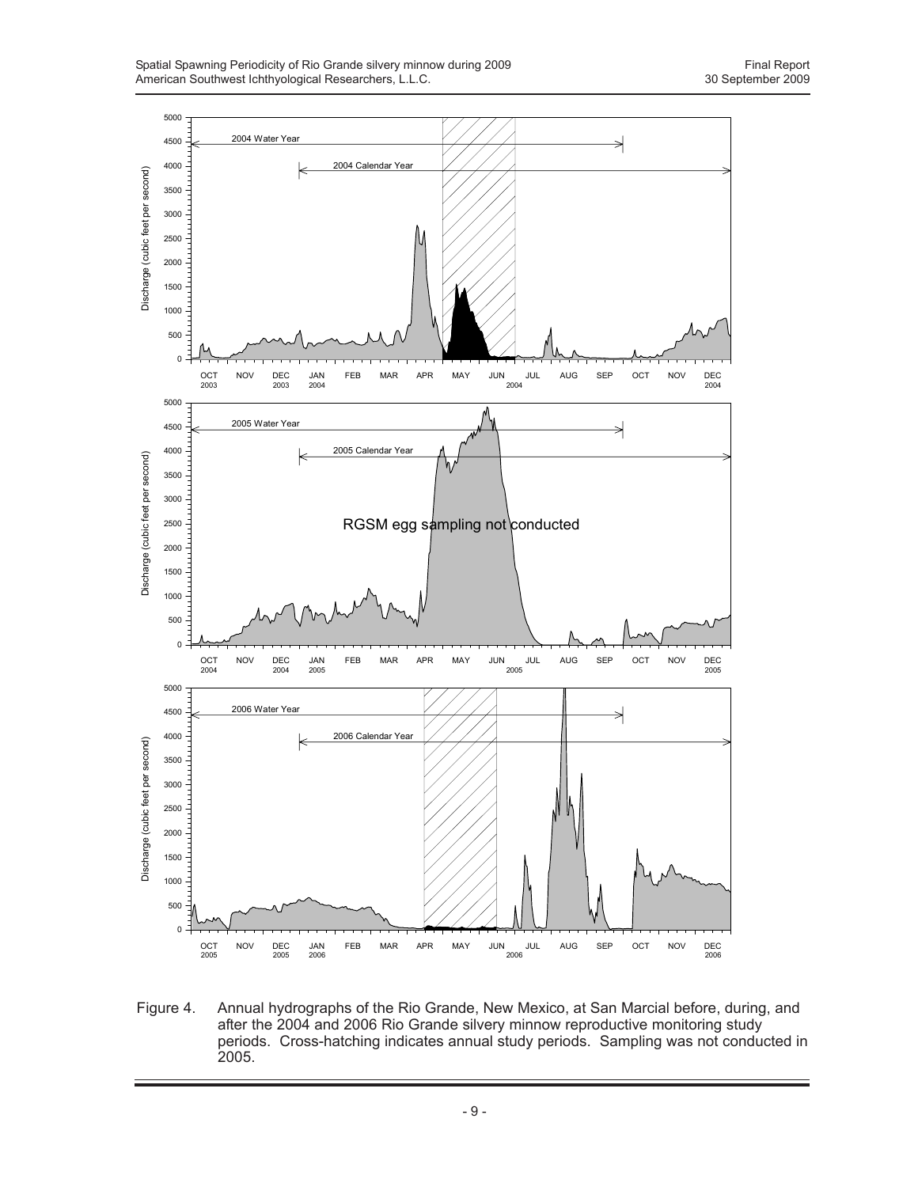Figure 4. Annual hydrographs of the Rio Grande, New Mexico, at San Marcial before, during, and after the 2004 and 2006 Rio Grande silvery minnow reproductive monitoring study periods. Cross-hatching indicates annual study periods. Sampling was not conducted in 2005.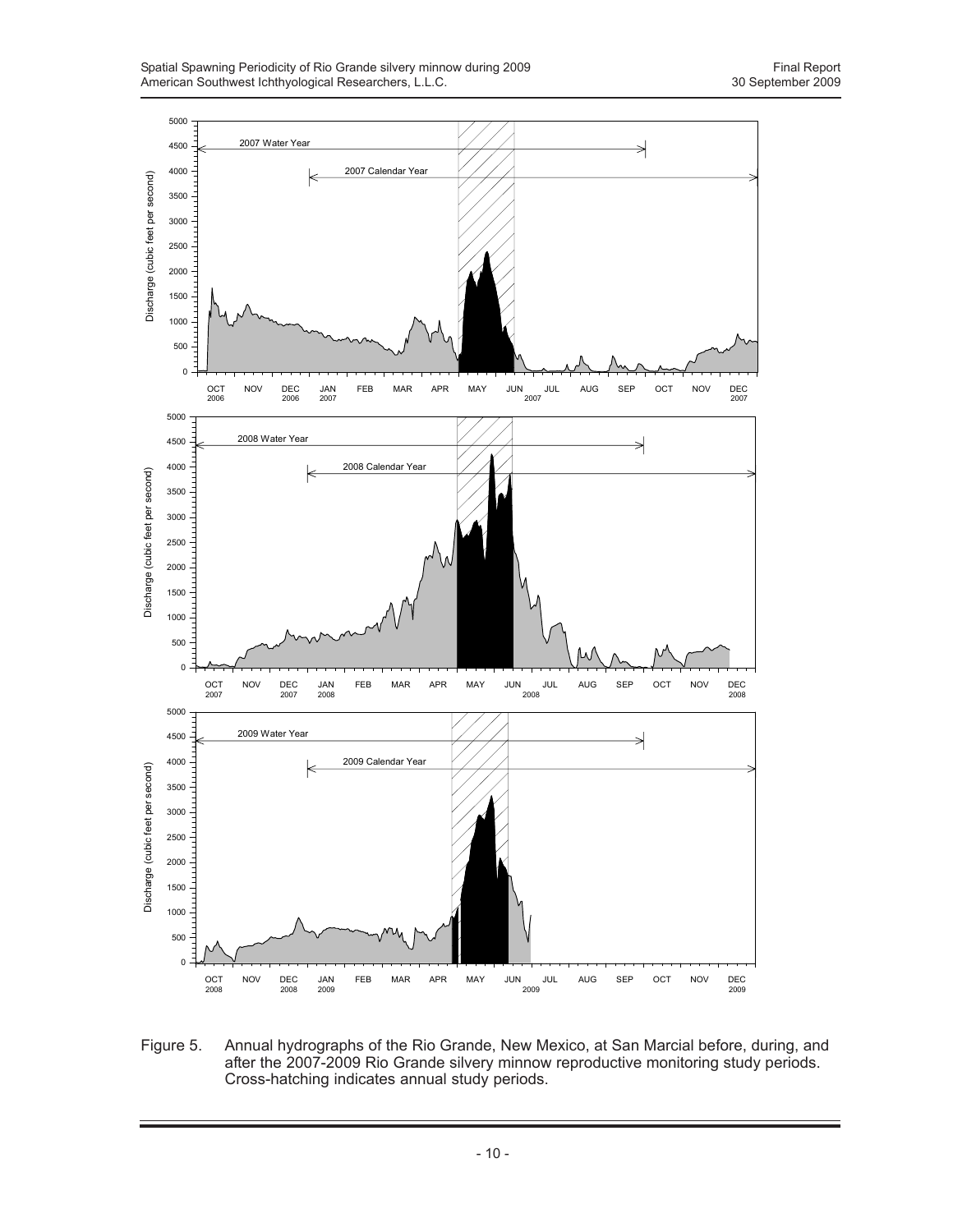Figure 5. Annual hydrographs of the Rio Grande, New Mexico, at San Marcial before, during, and after the 2007-2009 Rio Grande silvery minnow reproductive monitoring study periods. Cross-hatching indicates annual study periods.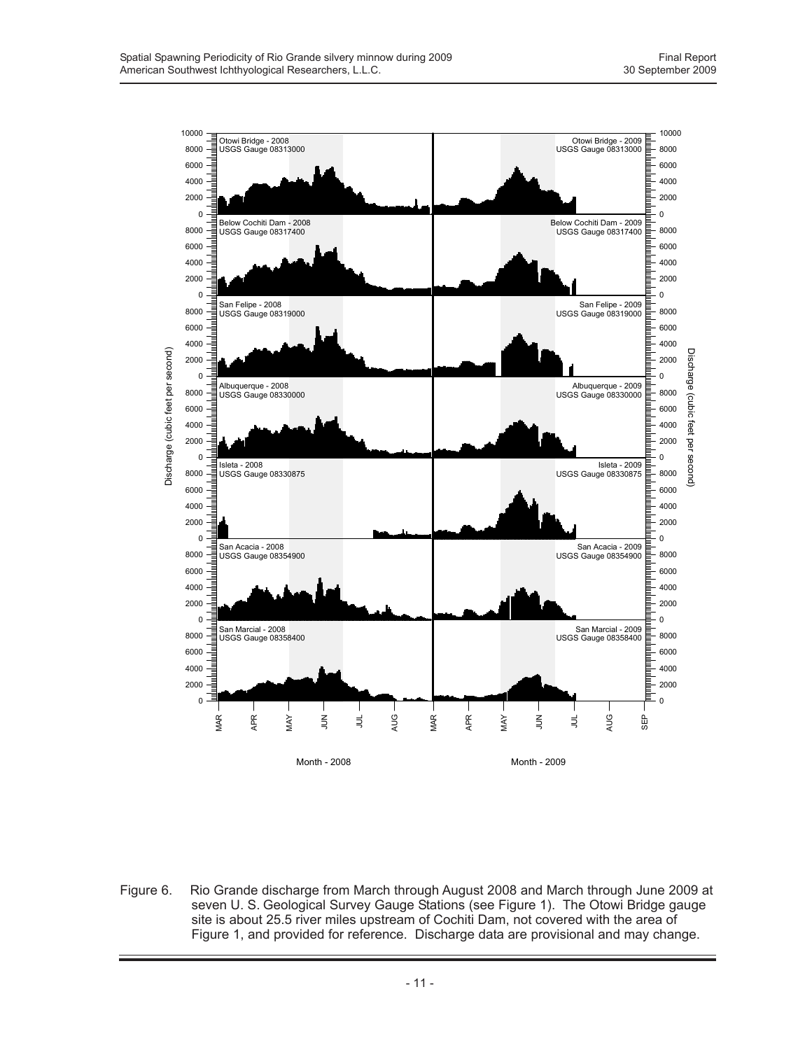Figure 6. Rio Grande discharge from March through August 2008 and March through June 2009 at seven U. S. Geological Survey Gauge Stations (see Figure 1). The Otowi Bridge gauge site is about 25.5 river miles upstream of Cochiti Dam, not covered with the area of Figure 1, and provided for reference. Discharge data are provisional and may change.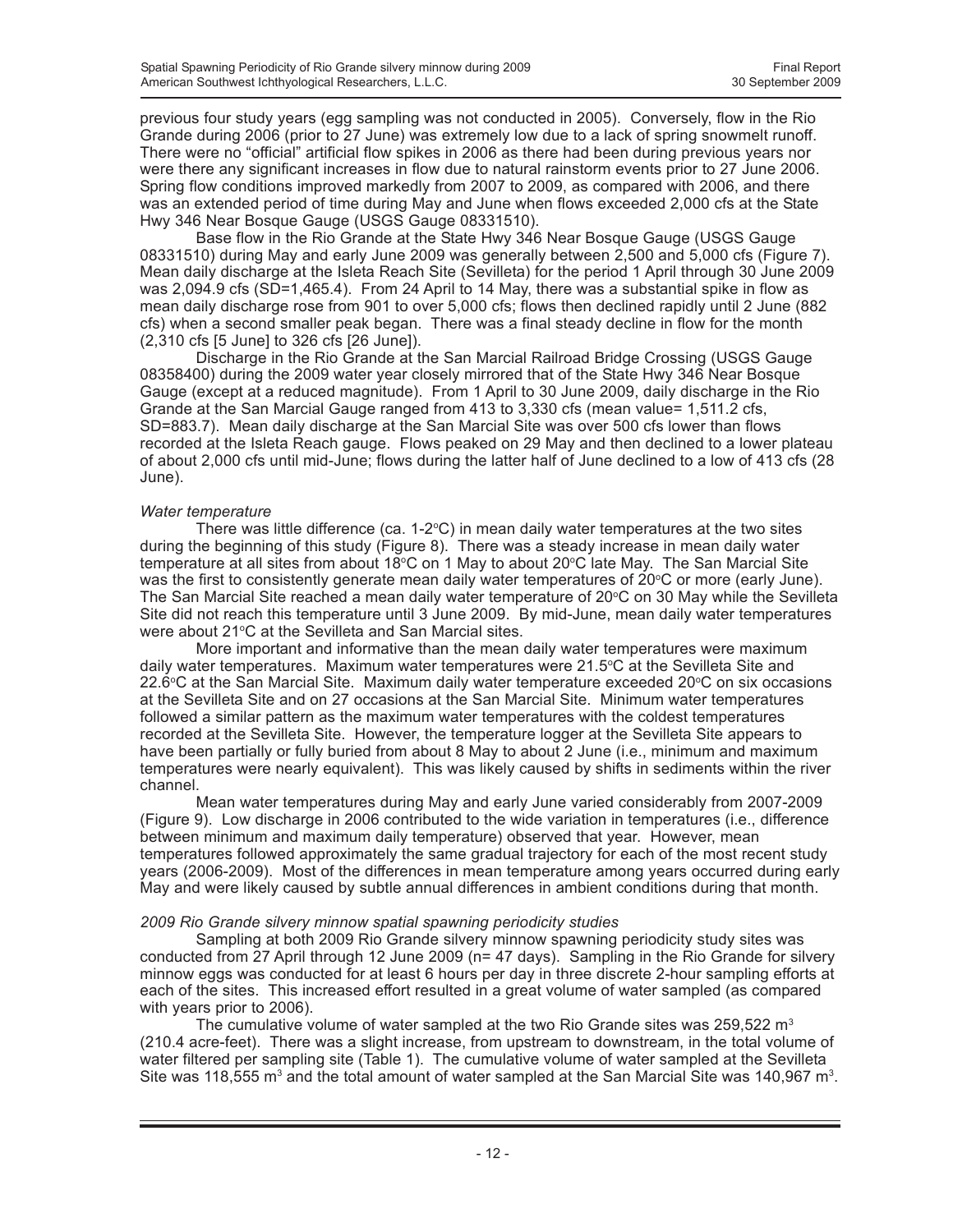previous four study years (egg sampling was not conducted in 2005). Conversely, flow in the Rio Grande during 2006 (prior to 27 June) was extremely low due to a lack of spring snowmelt runoff. There were no "official" artificial flow spikes in 2006 as there had been during previous years nor were there any significant increases in flow due to natural rainstorm events prior to 27 June 2006. Spring flow conditions improved markedly from 2007 to 2009, as compared with 2006, and there was an extended period of time during May and June when flows exceeded 2,000 cfs at the State Hwy 346 Near Bosque Gauge (USGS Gauge 08331510).

Base flow in the Rio Grande at the State Hwy 346 Near Bosque Gauge (USGS Gauge 08331510) during May and early June 2009 was generally between 2,500 and 5,000 cfs (Figure 7). Mean daily discharge at the Isleta Reach Site (Sevilleta) for the period 1 April through 30 June 2009 was 2,094.9 cfs (SD=1,465.4). From 24 April to 14 May, there was a substantial spike in flow as mean daily discharge rose from 901 to over 5,000 cfs; flows then declined rapidly until 2 June (882 cfs) when a second smaller peak began. There was a final steady decline in flow for the month (2,310 cfs [5 June] to 326 cfs [26 June]).

Discharge in the Rio Grande at the San Marcial Railroad Bridge Crossing (USGS Gauge 08358400) during the 2009 water year closely mirrored that of the State Hwy 346 Near Bosque Gauge (except at a reduced magnitude). From 1 April to 30 June 2009, daily discharge in the Rio Grande at the San Marcial Gauge ranged from 413 to 3,330 cfs (mean value= 1,511.2 cfs, SD=883.7). Mean daily discharge at the San Marcial Site was over 500 cfs lower than flows recorded at the Isleta Reach gauge. Flows peaked on 29 May and then declined to a lower plateau of about 2,000 cfs until mid-June; flows during the latter half of June declined to a low of 413 cfs (28 June).

*Water temperature*

There was little difference (ca. 1-2°C) in mean daily water temperatures at the two sites during the beginning of this study (Figure 8). There was a steady increase in mean daily water temperature at all sites from about 18°C on 1 May to about 20°C late May. The San Marcial Site was the first to consistently generate mean daily water temperatures of 20°C or more (early June). The San Marcial Site reached a mean daily water temperature of 20°C on 30 May while the Sevilleta Site did not reach this temperature until 3 June 2009. By mid-June, mean daily water temperatures were about 21°C at the Sevilleta and San Marcial sites.

More important and informative than the mean daily water temperatures were maximum daily water temperatures. Maximum water temperatures were 21.5°C at the Sevilleta Site and 22.6°C at the San Marcial Site. Maximum daily water temperature exceeded 20°C on six occasions at the Sevilleta Site and on 27 occasions at the San Marcial Site. Minimum water temperatures followed a similar pattern as the maximum water temperatures with the coldest temperatures recorded at the Sevilleta Site. However, the temperature logger at the Sevilleta Site appears to have been partially or fully buried from about 8 May to about 2 June (i.e., minimum and maximum temperatures were nearly equivalent). This was likely caused by shifts in sediments within the river channel.

Mean water temperatures during May and early June varied considerably from 2007-2009 (Figure 9). Low discharge in 2006 contributed to the wide variation in temperatures (i.e., difference between minimum and maximum daily temperature) observed that year. However, mean temperatures followed approximately the same gradual trajectory for each of the most recent study years (2006-2009). Most of the differences in mean temperature among years occurred during early May and were likely caused by subtle annual differences in ambient conditions during that month.

*2009 Rio Grande silvery minnow spatial spawning periodicity studies*

Sampling at both 2009 Rio Grande silvery minnow spawning periodicity study sites was conducted from 27 April through 12 June 2009 (n= 47 days). Sampling in the Rio Grande for silvery minnow eggs was conducted for at least 6 hours per day in three discrete 2-hour sampling efforts at each of the sites. This increased effort resulted in a great volume of water sampled (as compared with years prior to 2006).

The cumulative volume of water sampled at the two Rio Grande sites was 259,522 $m^3$ (210.4 acre-feet). There was a slight increase, from upstream to downstream, in the total volume of water filtered per sampling site (Table 1). The cumulative volume of water sampled at the Sevilleta Site was 118,555 $m^3$ and the total amount of water sampled at the San Marcial Site was 140,967 $m^3$.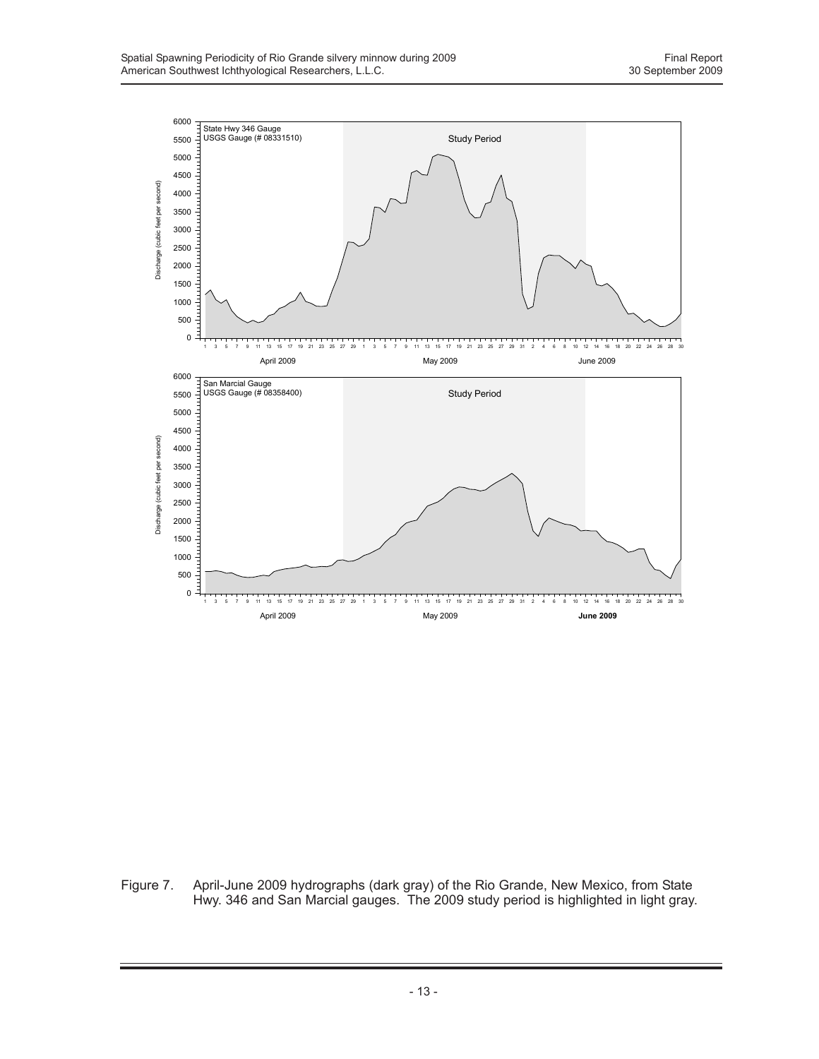Figure 7. April-June 2009 hydrographs (dark gray) of the Rio Grande, New Mexico, from State Hwy. 346 and San Marcial gauges. The 2009 study period is highlighted in light gray.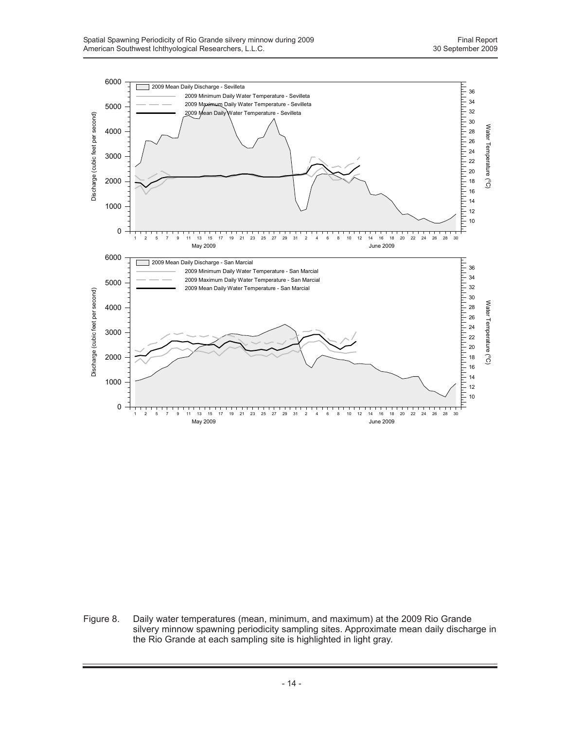Figure 8. Daily water temperatures (mean, minimum, and maximum) at the 2009 Rio Grande silvery minnow spawning periodicity sampling sites. Approximate mean daily discharge in the Rio Grande at each sampling site is highlighted in light gray.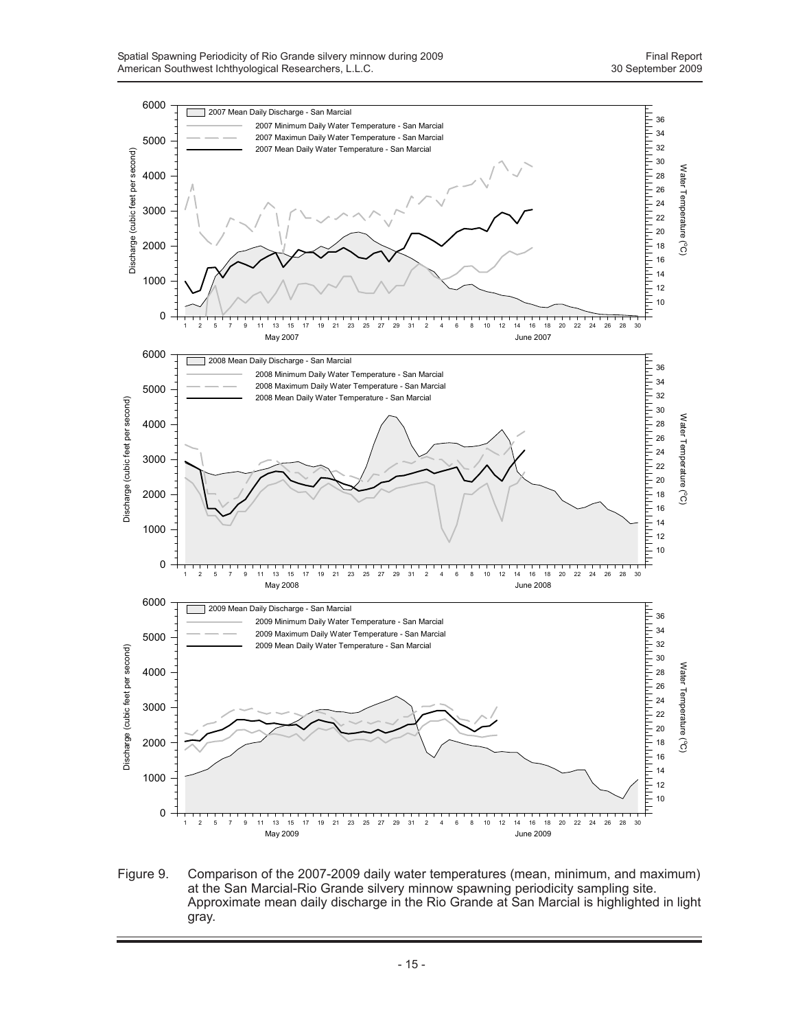Figure 9. Comparison of the 2007-2009 daily water temperatures (mean, minimum, and maximum) at the San Marcial-Rio Grande silvery minnow spawning periodicity sampling site. Approximate mean daily discharge in the Rio Grande at San Marcial is highlighted in light gray.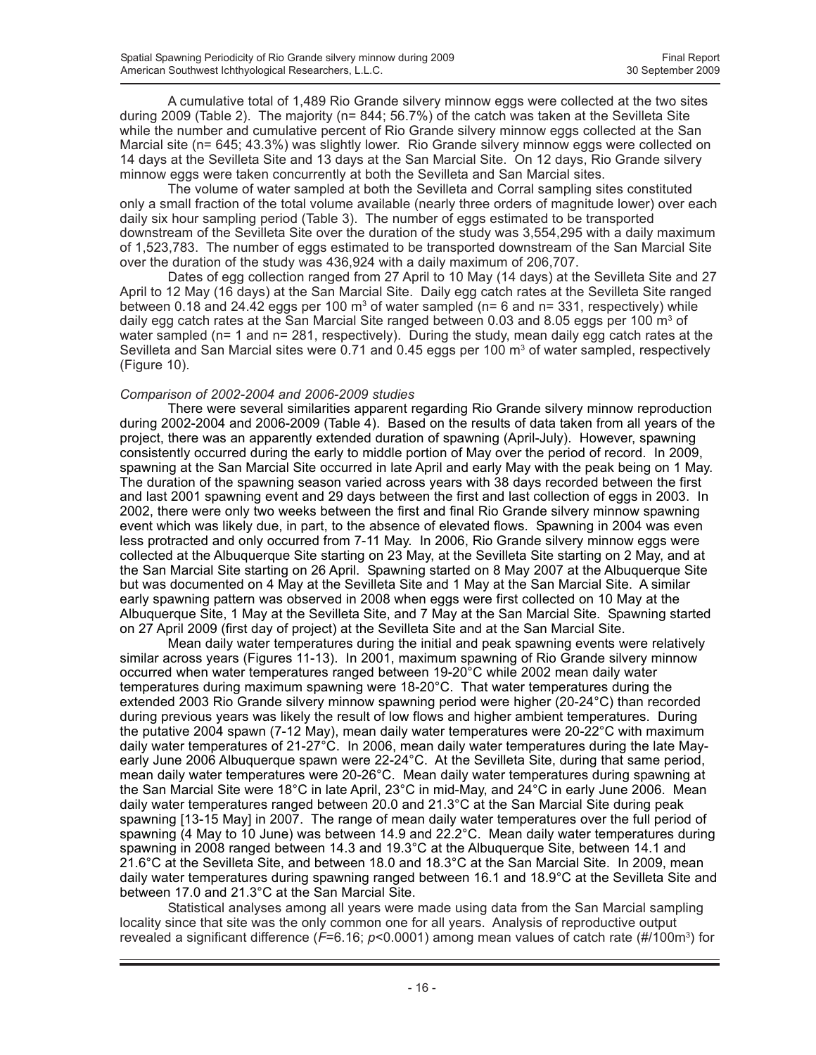A cumulative total of 1,489 Rio Grande silvery minnow eggs were collected at the two sites during 2009 (Table 2). The majority (n= 844; 56.7%) of the catch was taken at the Sevilleta Site while the number and cumulative percent of Rio Grande silvery minnow eggs collected at the San Marcial site (n= 645; 43.3%) was slightly lower. Rio Grande silvery minnow eggs were collected on 14 days at the Sevilleta Site and 13 days at the San Marcial Site. On 12 days, Rio Grande silvery minnow eggs were taken concurrently at both the Sevilleta and San Marcial sites.

The volume of water sampled at both the Sevilleta and Corral sampling sites constituted only a small fraction of the total volume available (nearly three orders of magnitude lower) over each daily six hour sampling period (Table 3). The number of eggs estimated to be transported downstream of the Sevilleta Site over the duration of the study was 3,554,295 with a daily maximum of 1,523,783. The number of eggs estimated to be transported downstream of the San Marcial Site over the duration of the study was 436,924 with a daily maximum of 206,707.

Dates of egg collection ranged from 27 April to 10 May (14 days) at the Sevilleta Site and 27 April to 12 May (16 days) at the San Marcial Site. Daily egg catch rates at the Sevilleta Site ranged between 0.18 and 24.42 eggs per 100 $m^3$ of water sampled (n= 6 and n= 331, respectively) while daily egg catch rates at the San Marcial Site ranged between 0.03 and 8.05 eggs per 100 $m^3$ of water sampled (n= 1 and n= 281, respectively). During the study, mean daily egg catch rates at the Sevilleta and San Marcial sites were 0.71 and 0.45 eggs per 100 $m^3$ of water sampled, respectively (Figure 10).

*Comparison of 2002-2004 and 2006-2009 studies*

There were several similarities apparent regarding Rio Grande silvery minnow reproduction during 2002-2004 and 2006-2009 (Table 4). Based on the results of data taken from all years of the project, there was an apparently extended duration of spawning (April-July). However, spawning consistently occurred during the early to middle portion of May over the period of record. In 2009, spawning at the San Marcial Site occurred in late April and early May with the peak being on 1 May. The duration of the spawning season varied across years with 38 days recorded between the first and last 2001 spawning event and 29 days between the first and last collection of eggs in 2003. In 2002, there were only two weeks between the first and final Rio Grande silvery minnow spawning event which was likely due, in part, to the absence of elevated flows. Spawning in 2004 was even less protracted and only occurred from 7-11 May. In 2006, Rio Grande silvery minnow eggs were collected at the Albuquerque Site starting on 23 May, at the Sevilleta Site starting on 2 May, and at the San Marcial Site starting on 26 April. Spawning started on 8 May 2007 at the Albuquerque Site but was documented on 4 May at the Sevilleta Site and 1 May at the San Marcial Site. A similar early spawning pattern was observed in 2008 when eggs were first collected on 10 May at the Albuquerque Site, 1 May at the Sevilleta Site, and 7 May at the San Marcial Site. Spawning started on 27 April 2009 (first day of project) at the Sevilleta Site and at the San Marcial Site.

Mean daily water temperatures during the initial and peak spawning events were relatively similar across years (Figures 11-13). In 2001, maximum spawning of Rio Grande silvery minnow occurred when water temperatures ranged between 19-20°C while 2002 mean daily water temperatures during maximum spawning were 18-20°C. That water temperatures during the extended 2003 Rio Grande silvery minnow spawning period were higher (20-24°C) than recorded during previous years was likely the result of low flows and higher ambient temperatures. During the putative 2004 spawn (7-12 May), mean daily water temperatures were 20-22°C with maximum daily water temperatures of 21-27°C. In 2006, mean daily water temperatures during the late May-early June 2006 Albuquerque spawn were 22-24°C. At the Sevilleta Site, during that same period, mean daily water temperatures were 20-26°C. Mean daily water temperatures during spawning at the San Marcial Site were 18°C in late April, 23°C in mid-May, and 24°C in early June 2006. Mean daily water temperatures ranged between 20.0 and 21.3°C at the San Marcial Site during peak spawning [13-15 May] in 2007. The range of mean daily water temperatures over the full period of spawning (4 May to 10 June) was between 14.9 and 22.2°C. Mean daily water temperatures during spawning in 2008 ranged between 14.3 and 19.3°C at the Albuquerque Site, between 14.1 and 21.6°C at the Sevilleta Site, and between 18.0 and 18.3°C at the San Marcial Site. In 2009, mean daily water temperatures during spawning ranged between 16.1 and 18.9°C at the Sevilleta Site and between 17.0 and 21.3°C at the San Marcial Site.

Statistical analyses among all years were made using data from the San Marcial sampling locality since that site was the only common one for all years. Analysis of reproductive output revealed a significant difference ($F$=6.16; $p$<0.0001) among mean values of catch rate (#/100$m^3$) for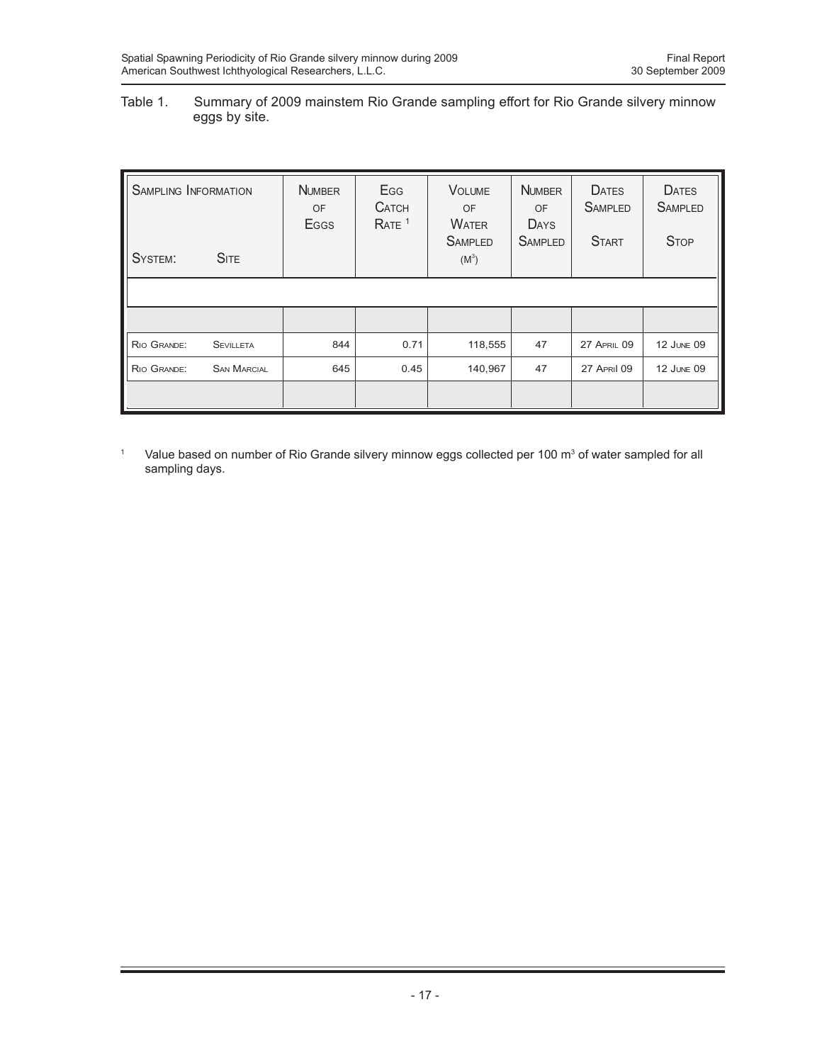Table 1. Summary of 2009 mainstem Rio Grande sampling effort for Rio Grande silvery minnow eggs by site.

| Sampling Information: System | Site | Number of Eggs | Egg Catch Rate [1] | Volume of Water Sampled ($M^3$) | Number of Days Sampled | Dates Sampled Start | Dates Sampled Stop |
|---|---|---|---|---|---|---|---|
| Rio Grande: | Sevilleta | 844 | 0.71 | 118,555 | 47 | 27 April 09 | 12 June 09 |
| Rio Grande: | San Marcial | 645 | 0.45 | 140,967 | 47 | 27 April 09 | 12 June 09 |

[1] Value based on number of Rio Grande silvery minnow eggs collected per 100 $m^3$ of water sampled for all sampling days.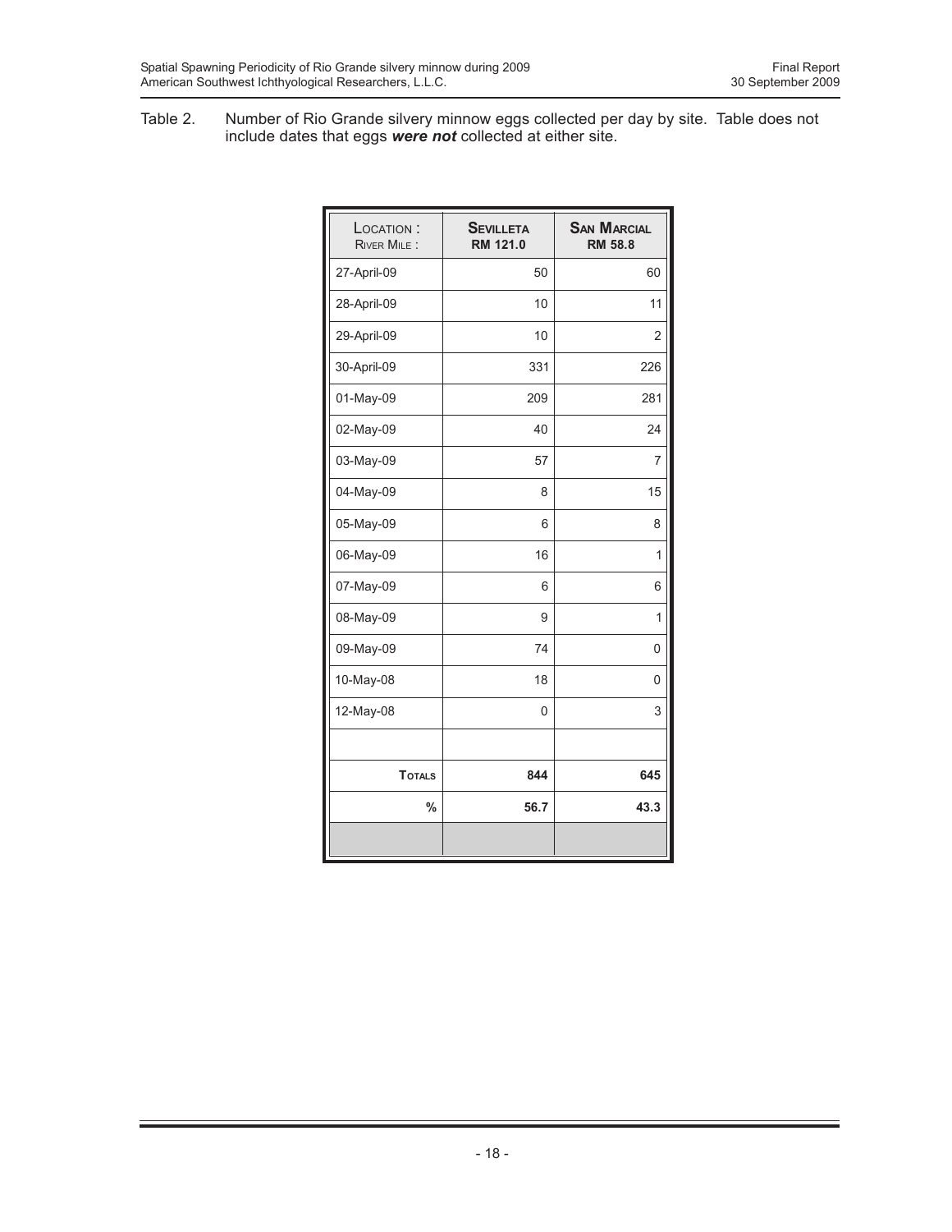Table 2. Number of Rio Grande silvery minnow eggs collected per day by site. Table does not include dates that eggs ***were not*** collected at either site.

| LOCATION : RIVER MILE : | **SEVILLETA RM 121.0** | **SAN MARCIAL RM 58.8** |
|---|---|---|
| 27-April-09 | 50 | 60 |
| 28-April-09 | 10 | 11 |
| 29-April-09 | 10 | 2 |
| 30-April-09 | 331 | 226 |
| 01-May-09 | 209 | 281 |
| 02-May-09 | 40 | 24 |
| 03-May-09 | 57 | 7 |
| 04-May-09 | 8 | 15 |
| 05-May-09 | 6 | 8 |
| 06-May-09 | 16 | 1 |
| 07-May-09 | 6 | 6 |
| 08-May-09 | 9 | 1 |
| 09-May-09 | 74 | 0 |
| 10-May-08 | 18 | 0 |
| 12-May-08 | 0 | 3 |
| | | |
| **TOTALS** | **844** | **645** |
| **%** | **56.7** | **43.3** |
| | | |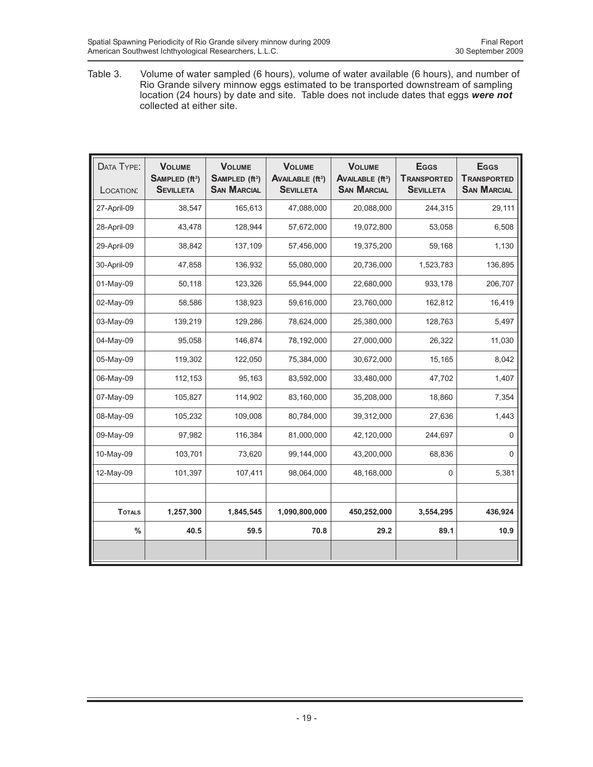Table 3. Volume of water sampled (6 hours), volume of water available (6 hours), and number of Rio Grande silvery minnow eggs estimated to be transported downstream of sampling location (24 hours) by date and site. Table does not include dates that eggs ***were not*** collected at either site.

| Data Type: / Location: | Volume Sampled (ft$^3$) Sevilleta | Volume Sampled (ft$^3$) San Marcial | Volume Available (ft$^3$) Sevilleta | Volume Available (ft$^3$) San Marcial | Eggs Transported Sevilleta | Eggs Transported San Marcial |
|---|---|---|---|---|---|---|
| 27-April-09 | 38,547 | 165,613 | 47,088,000 | 20,088,000 | 244,315 | 29,111 |
| 28-April-09 | 43,478 | 128,944 | 57,672,000 | 19,072,800 | 53,058 | 6,508 |
| 29-April-09 | 38,842 | 137,109 | 57,456,000 | 19,375,200 | 59,168 | 1,130 |
| 30-April-09 | 47,858 | 136,932 | 55,080,000 | 20,736,000 | 1,523,783 | 136,895 |
| 01-May-09 | 50,118 | 123,326 | 55,944,000 | 22,680,000 | 933,178 | 206,707 |
| 02-May-09 | 58,586 | 138,923 | 59,616,000 | 23,760,000 | 162,812 | 16,419 |
| 03-May-09 | 139,219 | 129,286 | 78,624,000 | 25,380,000 | 128,763 | 5,497 |
| 04-May-09 | 95,058 | 146,874 | 78,192,000 | 27,000,000 | 26,322 | 11,030 |
| 05-May-09 | 119,302 | 122,050 | 75,384,000 | 30,672,000 | 15,165 | 8,042 |
| 06-May-09 | 112,153 | 95,163 | 83,592,000 | 33,480,000 | 47,702 | 1,407 |
| 07-May-09 | 105,827 | 114,902 | 83,160,000 | 35,208,000 | 18,860 | 7,354 |
| 08-May-09 | 105,232 | 109,008 | 80,784,000 | 39,312,000 | 27,636 | 1,443 |
| 09-May-09 | 97,982 | 116,384 | 81,000,000 | 42,120,000 | 244,697 | 0 |
| 10-May-09 | 103,701 | 73,620 | 99,144,000 | 43,200,000 | 68,836 | 0 |
| 12-May-09 | 101,397 | 107,411 | 98,064,000 | 48,168,000 | 0 | 5,381 |
| | | | | | | |
| **Totals** | **1,257,300** | **1,845,545** | **1,090,800,000** | **450,252,000** | **3,554,295** | **436,924** |
| **%** | **40.5** | **59.5** | **70.8** | **29.2** | **89.1** | **10.9** |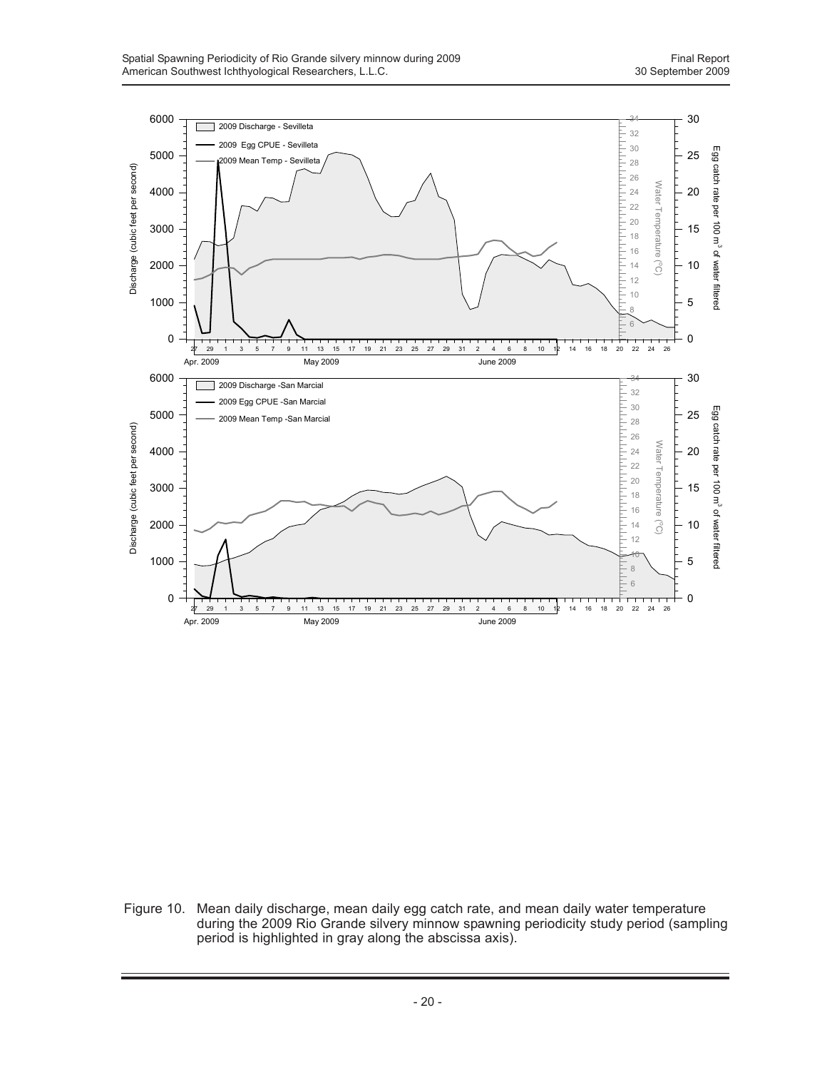Figure 10. Mean daily discharge, mean daily egg catch rate, and mean daily water temperature during the 2009 Rio Grande silvery minnow spawning periodicity study period (sampling period is highlighted in gray along the abscissa axis).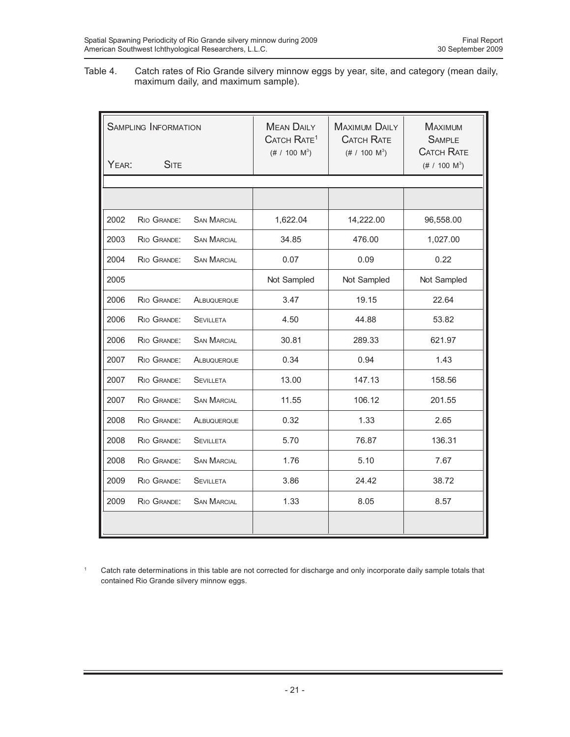Table 4. Catch rates of Rio Grande silvery minnow eggs by year, site, and category (mean daily, maximum daily, and maximum sample).

| Sampling Information Year: | Site | | Mean Daily Catch Rate[1] (# / 100 $M^3$) | Maximum Daily Catch Rate (# / 100 $M^3$) | Maximum Sample Catch Rate (# / 100 $M^3$) |
|---|---|---|---|---|---|
| 2002 | Rio Grande: | San Marcial | 1,622.04 | 14,222.00 | 96,558.00 |
| 2003 | Rio Grande: | San Marcial | 34.85 | 476.00 | 1,027.00 |
| 2004 | Rio Grande: | San Marcial | 0.07 | 0.09 | 0.22 |
| 2005 | | | Not Sampled | Not Sampled | Not Sampled |
| 2006 | Rio Grande: | Albuquerque | 3.47 | 19.15 | 22.64 |
| 2006 | Rio Grande: | Sevilleta | 4.50 | 44.88 | 53.82 |
| 2006 | Rio Grande: | San Marcial | 30.81 | 289.33 | 621.97 |
| 2007 | Rio Grande: | Albuquerque | 0.34 | 0.94 | 1.43 |
| 2007 | Rio Grande: | Sevilleta | 13.00 | 147.13 | 158.56 |
| 2007 | Rio Grande: | San Marcial | 11.55 | 106.12 | 201.55 |
| 2008 | Rio Grande: | Albuquerque | 0.32 | 1.33 | 2.65 |
| 2008 | Rio Grande: | Sevilleta | 5.70 | 76.87 | 136.31 |
| 2008 | Rio Grande: | San Marcial | 1.76 | 5.10 | 7.67 |
| 2009 | Rio Grande: | Sevilleta | 3.86 | 24.42 | 38.72 |
| 2009 | Rio Grande: | San Marcial | 1.33 | 8.05 | 8.57 |

[1] Catch rate determinations in this table are not corrected for discharge and only incorporate daily sample totals that contained Rio Grande silvery minnow eggs.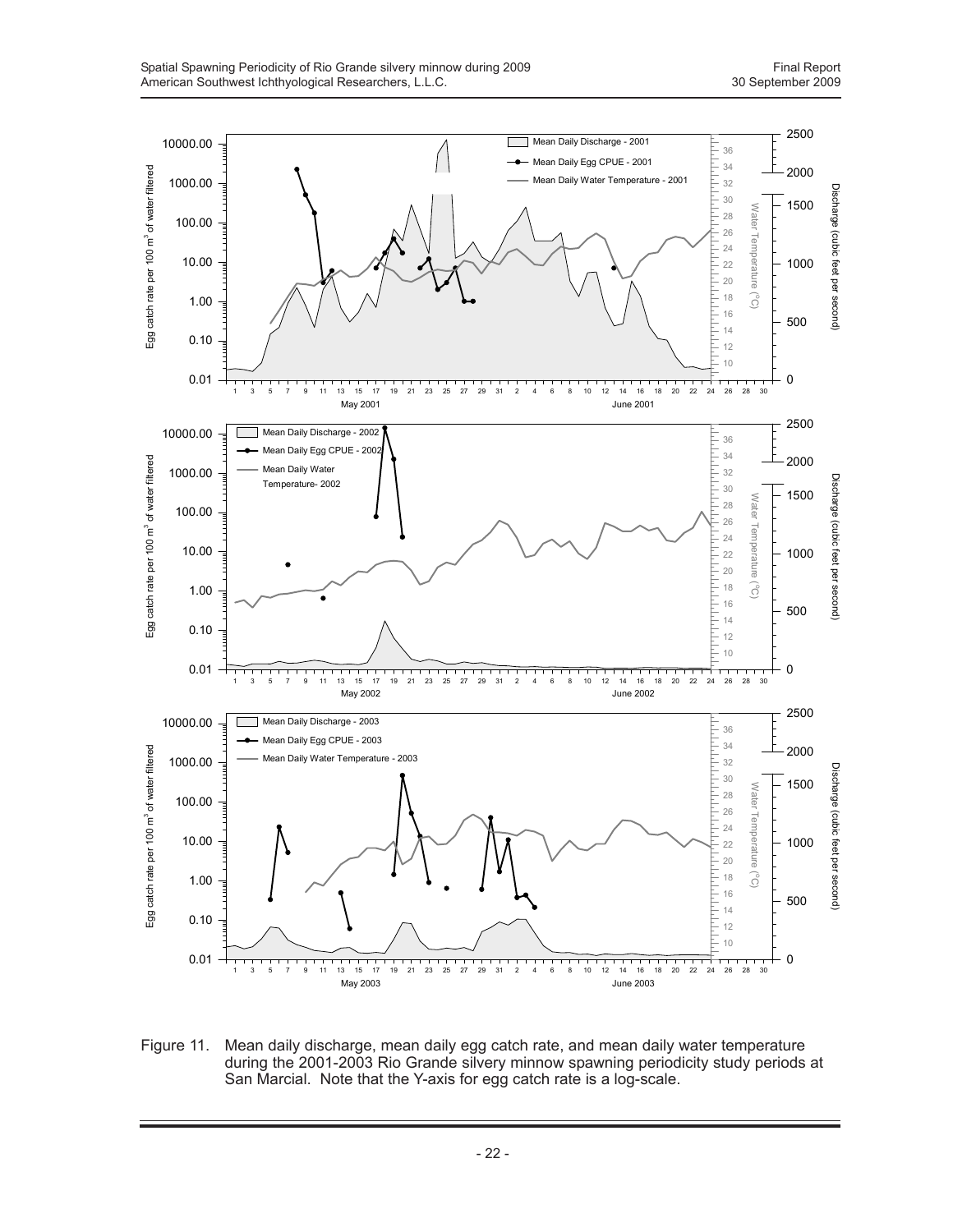Figure 11. Mean daily discharge, mean daily egg catch rate, and mean daily water temperature during the 2001-2003 Rio Grande silvery minnow spawning periodicity study periods at San Marcial. Note that the Y-axis for egg catch rate is a log-scale.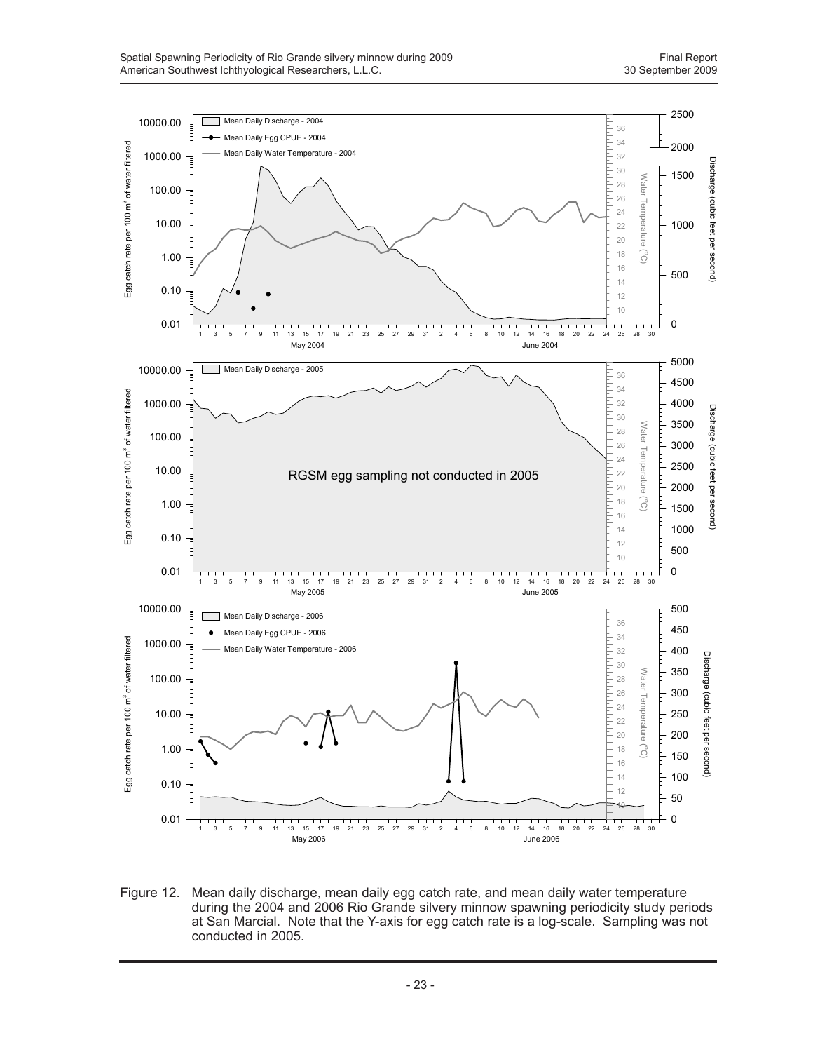Figure 12. Mean daily discharge, mean daily egg catch rate, and mean daily water temperature during the 2004 and 2006 Rio Grande silvery minnow spawning periodicity study periods at San Marcial. Note that the Y-axis for egg catch rate is a log-scale. Sampling was not conducted in 2005.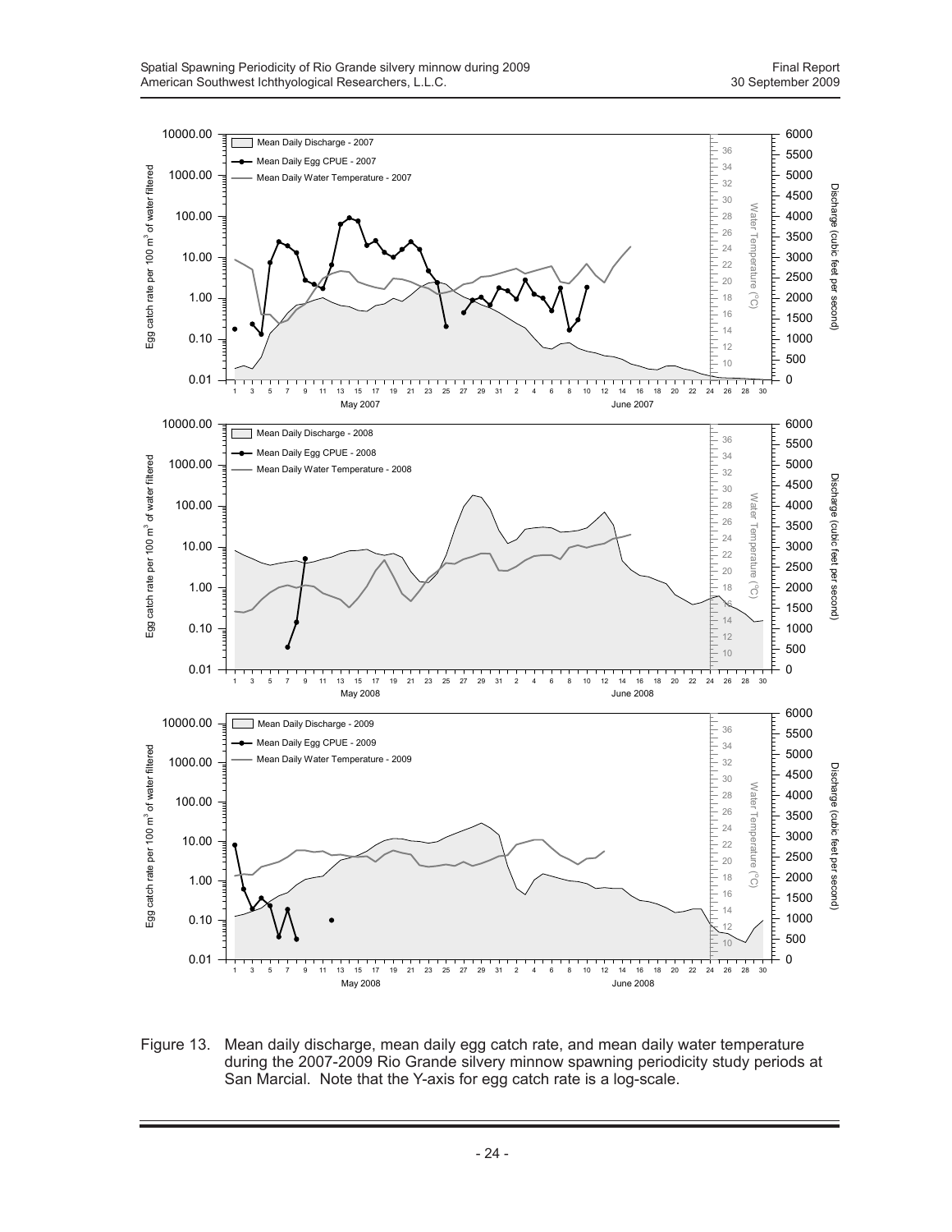Figure 13. Mean daily discharge, mean daily egg catch rate, and mean daily water temperature during the 2007-2009 Rio Grande silvery minnow spawning periodicity study periods at San Marcial. Note that the Y-axis for egg catch rate is a log-scale.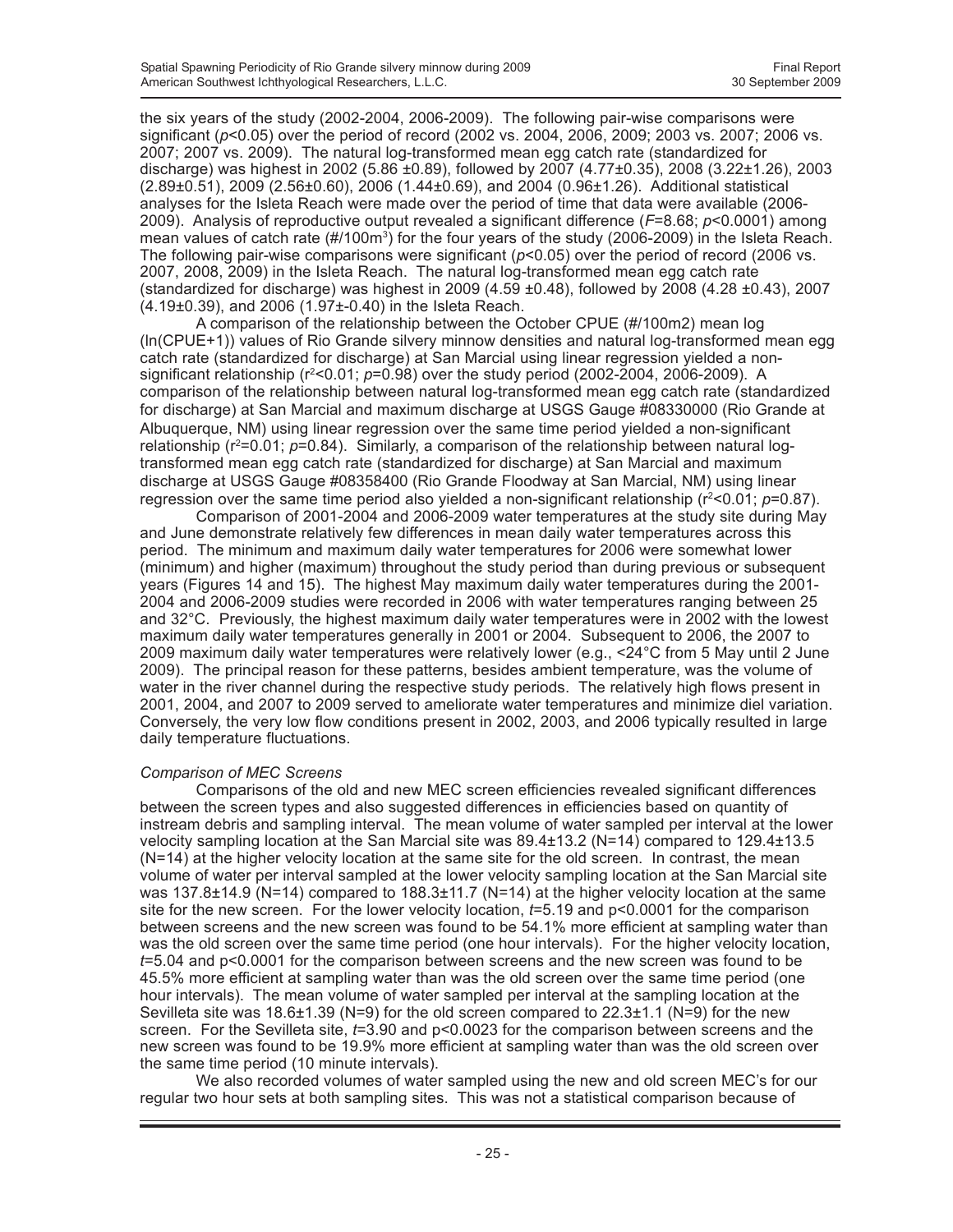the six years of the study (2002-2004, 2006-2009). The following pair-wise comparisons were significant ($p$<0.05) over the period of record (2002 vs. 2004, 2006, 2009; 2003 vs. 2007; 2006 vs. 2007; 2007 vs. 2009). The natural log-transformed mean egg catch rate (standardized for discharge) was highest in 2002 (5.86 ±0.89), followed by 2007 (4.77±0.35), 2008 (3.22±1.26), 2003 (2.89±0.51), 2009 (2.56±0.60), 2006 (1.44±0.69), and 2004 (0.96±1.26). Additional statistical analyses for the Isleta Reach were made over the period of time that data were available (2006-2009). Analysis of reproductive output revealed a significant difference ($F$=8.68; $p$<0.0001) among mean values of catch rate (#/100m$^3$) for the four years of the study (2006-2009) in the Isleta Reach. The following pair-wise comparisons were significant ($p$<0.05) over the period of record (2006 vs. 2007, 2008, 2009) in the Isleta Reach. The natural log-transformed mean egg catch rate (standardized for discharge) was highest in 2009 (4.59 ±0.48), followed by 2008 (4.28 ±0.43), 2007 (4.19±0.39), and 2006 (1.97±-0.40) in the Isleta Reach.

A comparison of the relationship between the October CPUE (#/100m2) mean log (ln(CPUE+1)) values of Rio Grande silvery minnow densities and natural log-transformed mean egg catch rate (standardized for discharge) at San Marcial using linear regression yielded a non-significant relationship ($r^2$<0.01; $p$=0.98) over the study period (2002-2004, 2006-2009). A comparison of the relationship between natural log-transformed mean egg catch rate (standardized for discharge) at San Marcial and maximum discharge at USGS Gauge #08330000 (Rio Grande at Albuquerque, NM) using linear regression over the same time period yielded a non-significant relationship ($r^2$=0.01; $p$=0.84). Similarly, a comparison of the relationship between natural log-transformed mean egg catch rate (standardized for discharge) at San Marcial and maximum discharge at USGS Gauge #08358400 (Rio Grande Floodway at San Marcial, NM) using linear regression over the same time period also yielded a non-significant relationship ($r^2$<0.01; $p$=0.87).

Comparison of 2001-2004 and 2006-2009 water temperatures at the study site during May and June demonstrate relatively few differences in mean daily water temperatures across this period. The minimum and maximum daily water temperatures for 2006 were somewhat lower (minimum) and higher (maximum) throughout the study period than during previous or subsequent years (Figures 14 and 15). The highest May maximum daily water temperatures during the 2001-2004 and 2006-2009 studies were recorded in 2006 with water temperatures ranging between 25 and 32°C. Previously, the highest maximum daily water temperatures were in 2002 with the lowest maximum daily water temperatures generally in 2001 or 2004. Subsequent to 2006, the 2007 to 2009 maximum daily water temperatures were relatively lower (e.g., <24°C from 5 May until 2 June 2009). The principal reason for these patterns, besides ambient temperature, was the volume of water in the river channel during the respective study periods. The relatively high flows present in 2001, 2004, and 2007 to 2009 served to ameliorate water temperatures and minimize diel variation. Conversely, the very low flow conditions present in 2002, 2003, and 2006 typically resulted in large daily temperature fluctuations.

*Comparison of MEC Screens*

Comparisons of the old and new MEC screen efficiencies revealed significant differences between the screen types and also suggested differences in efficiencies based on quantity of instream debris and sampling interval. The mean volume of water sampled per interval at the lower velocity sampling location at the San Marcial site was 89.4±13.2 (N=14) compared to 129.4±13.5 (N=14) at the higher velocity location at the same site for the old screen. In contrast, the mean volume of water per interval sampled at the lower velocity sampling location at the San Marcial site was 137.8±14.9 (N=14) compared to 188.3±11.7 (N=14) at the higher velocity location at the same site for the new screen. For the lower velocity location, $t$=5.19 and p<0.0001 for the comparison between screens and the new screen was found to be 54.1% more efficient at sampling water than was the old screen over the same time period (one hour intervals). For the higher velocity location, $t$=5.04 and p<0.0001 for the comparison between screens and the new screen was found to be 45.5% more efficient at sampling water than was the old screen over the same time period (one hour intervals). The mean volume of water sampled per interval at the sampling location at the Sevilleta site was 18.6±1.39 (N=9) for the old screen compared to 22.3±1.1 (N=9) for the new screen. For the Sevilleta site, $t$=3.90 and p<0.0023 for the comparison between screens and the new screen was found to be 19.9% more efficient at sampling water than was the old screen over the same time period (10 minute intervals).

We also recorded volumes of water sampled using the new and old screen MEC's for our regular two hour sets at both sampling sites. This was not a statistical comparison because of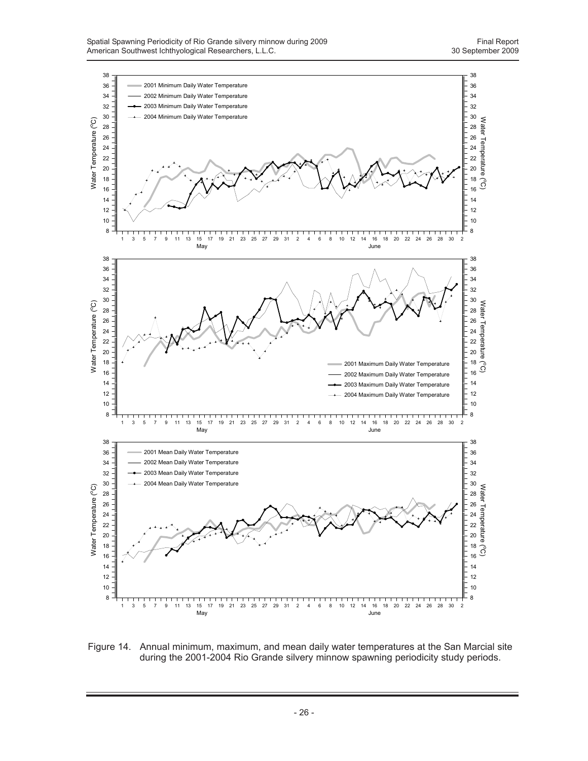Figure 14. Annual minimum, maximum, and mean daily water temperatures at the San Marcial site during the 2001-2004 Rio Grande silvery minnow spawning periodicity study periods.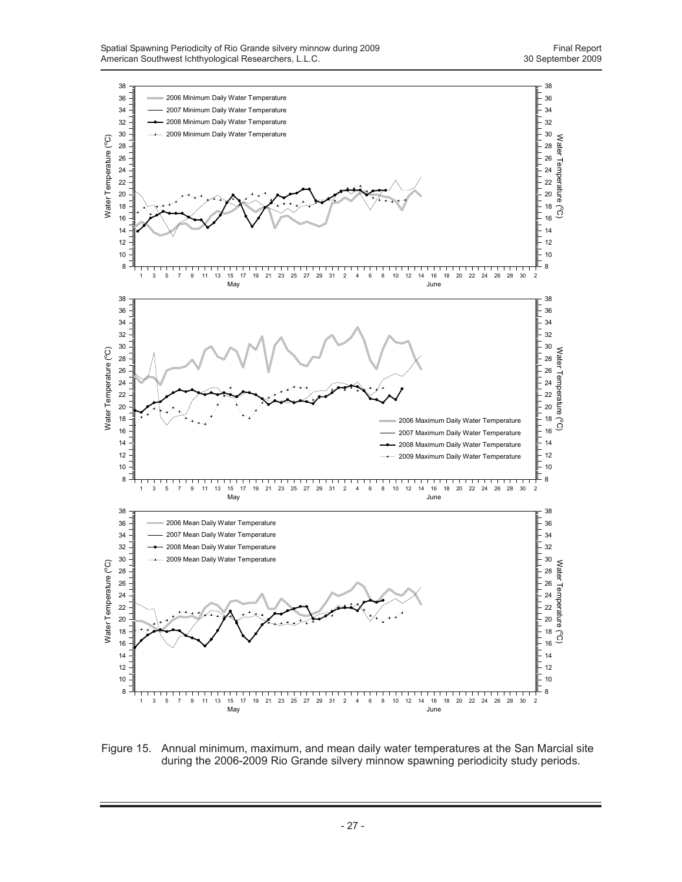Figure 15. Annual minimum, maximum, and mean daily water temperatures at the San Marcial site during the 2006-2009 Rio Grande silvery minnow spawning periodicity study periods.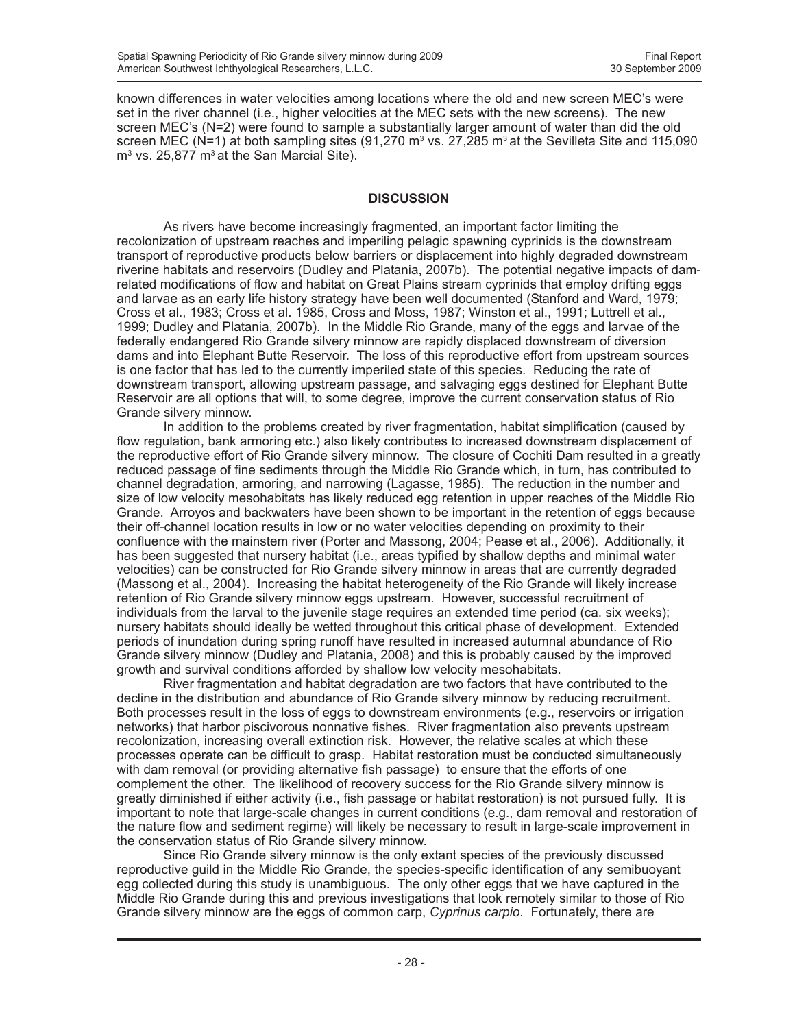known differences in water velocities among locations where the old and new screen MEC's were set in the river channel (i.e., higher velocities at the MEC sets with the new screens). The new screen MEC's (N=2) were found to sample a substantially larger amount of water than did the old screen MEC (N=1) at both sampling sites (91,270 $m^3$ vs. 27,285 $m^3$ at the Sevilleta Site and 115,090 $m^3$ vs. 25,877 $m^3$ at the San Marcial Site).

## DISCUSSION

As rivers have become increasingly fragmented, an important factor limiting the recolonization of upstream reaches and imperiling pelagic spawning cyprinids is the downstream transport of reproductive products below barriers or displacement into highly degraded downstream riverine habitats and reservoirs (Dudley and Platania, 2007b). The potential negative impacts of dam-related modifications of flow and habitat on Great Plains stream cyprinids that employ drifting eggs and larvae as an early life history strategy have been well documented (Stanford and Ward, 1979; Cross et al., 1983; Cross et al. 1985, Cross and Moss, 1987; Winston et al., 1991; Luttrell et al., 1999; Dudley and Platania, 2007b). In the Middle Rio Grande, many of the eggs and larvae of the federally endangered Rio Grande silvery minnow are rapidly displaced downstream of diversion dams and into Elephant Butte Reservoir. The loss of this reproductive effort from upstream sources is one factor that has led to the currently imperiled state of this species. Reducing the rate of downstream transport, allowing upstream passage, and salvaging eggs destined for Elephant Butte Reservoir are all options that will, to some degree, improve the current conservation status of Rio Grande silvery minnow.

In addition to the problems created by river fragmentation, habitat simplification (caused by flow regulation, bank armoring etc.) also likely contributes to increased downstream displacement of the reproductive effort of Rio Grande silvery minnow. The closure of Cochiti Dam resulted in a greatly reduced passage of fine sediments through the Middle Rio Grande which, in turn, has contributed to channel degradation, armoring, and narrowing (Lagasse, 1985). The reduction in the number and size of low velocity mesohabitats has likely reduced egg retention in upper reaches of the Middle Rio Grande. Arroyos and backwaters have been shown to be important in the retention of eggs because their off-channel location results in low or no water velocities depending on proximity to their confluence with the mainstem river (Porter and Massong, 2004; Pease et al., 2006). Additionally, it has been suggested that nursery habitat (i.e., areas typified by shallow depths and minimal water velocities) can be constructed for Rio Grande silvery minnow in areas that are currently degraded (Massong et al., 2004). Increasing the habitat heterogeneity of the Rio Grande will likely increase retention of Rio Grande silvery minnow eggs upstream. However, successful recruitment of individuals from the larval to the juvenile stage requires an extended time period (ca. six weeks); nursery habitats should ideally be wetted throughout this critical phase of development. Extended periods of inundation during spring runoff have resulted in increased autumnal abundance of Rio Grande silvery minnow (Dudley and Platania, 2008) and this is probably caused by the improved growth and survival conditions afforded by shallow low velocity mesohabitats.

River fragmentation and habitat degradation are two factors that have contributed to the decline in the distribution and abundance of Rio Grande silvery minnow by reducing recruitment. Both processes result in the loss of eggs to downstream environments (e.g., reservoirs or irrigation networks) that harbor piscivorous nonnative fishes. River fragmentation also prevents upstream recolonization, increasing overall extinction risk. However, the relative scales at which these processes operate can be difficult to grasp. Habitat restoration must be conducted simultaneously with dam removal (or providing alternative fish passage) to ensure that the efforts of one complement the other. The likelihood of recovery success for the Rio Grande silvery minnow is greatly diminished if either activity (i.e., fish passage or habitat restoration) is not pursued fully. It is important to note that large-scale changes in current conditions (e.g., dam removal and restoration of the nature flow and sediment regime) will likely be necessary to result in large-scale improvement in the conservation status of Rio Grande silvery minnow.

Since Rio Grande silvery minnow is the only extant species of the previously discussed reproductive guild in the Middle Rio Grande, the species-specific identification of any semibuoyant egg collected during this study is unambiguous. The only other eggs that we have captured in the Middle Rio Grande during this and previous investigations that look remotely similar to those of Rio Grande silvery minnow are the eggs of common carp, *Cyprinus carpio*. Fortunately, there are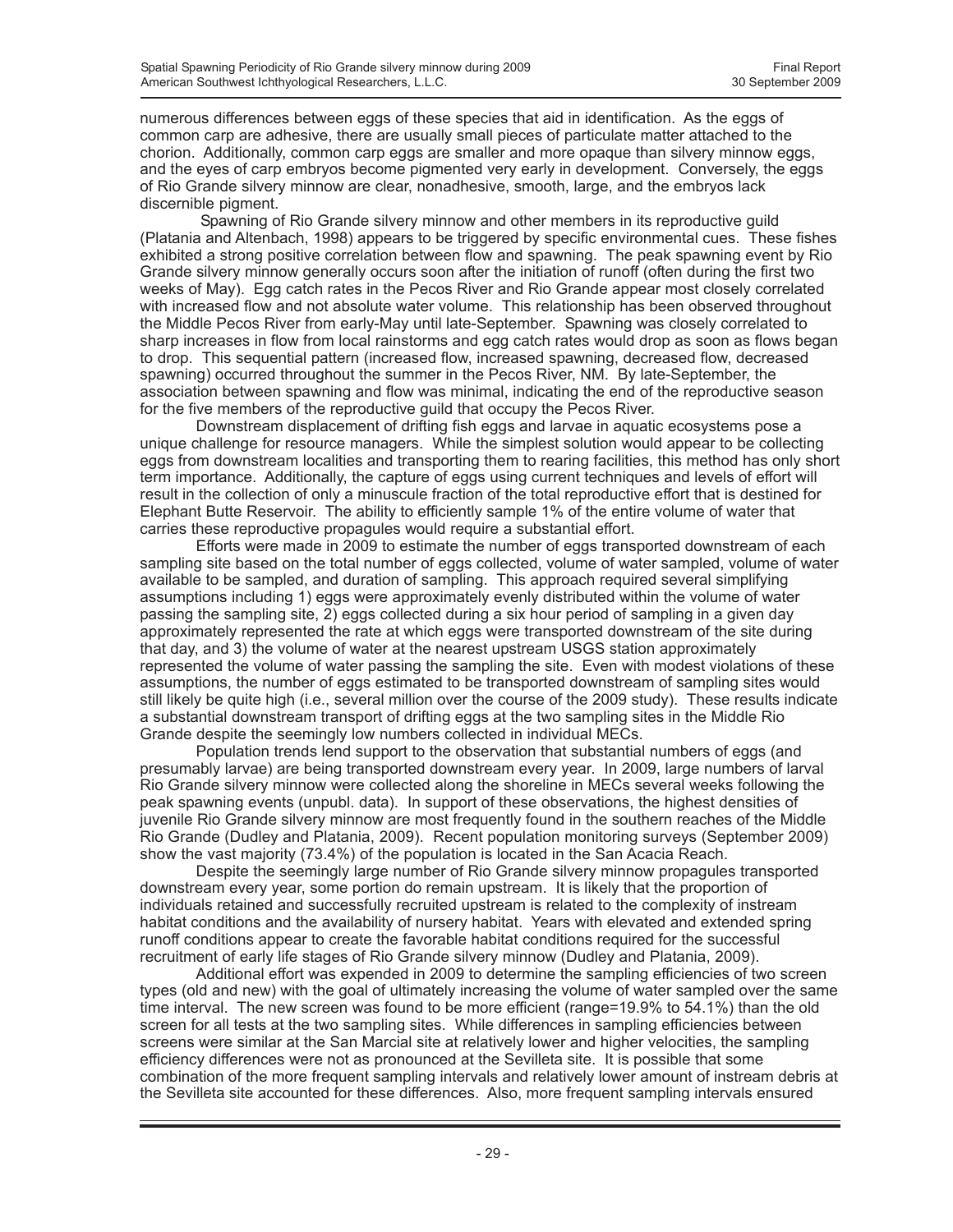numerous differences between eggs of these species that aid in identification. As the eggs of common carp are adhesive, there are usually small pieces of particulate matter attached to the chorion. Additionally, common carp eggs are smaller and more opaque than silvery minnow eggs, and the eyes of carp embryos become pigmented very early in development. Conversely, the eggs of Rio Grande silvery minnow are clear, nonadhesive, smooth, large, and the embryos lack discernible pigment.

Spawning of Rio Grande silvery minnow and other members in its reproductive guild (Platania and Altenbach, 1998) appears to be triggered by specific environmental cues. These fishes exhibited a strong positive correlation between flow and spawning. The peak spawning event by Rio Grande silvery minnow generally occurs soon after the initiation of runoff (often during the first two weeks of May). Egg catch rates in the Pecos River and Rio Grande appear most closely correlated with increased flow and not absolute water volume. This relationship has been observed throughout the Middle Pecos River from early-May until late-September. Spawning was closely correlated to sharp increases in flow from local rainstorms and egg catch rates would drop as soon as flows began to drop. This sequential pattern (increased flow, increased spawning, decreased flow, decreased spawning) occurred throughout the summer in the Pecos River, NM. By late-September, the association between spawning and flow was minimal, indicating the end of the reproductive season for the five members of the reproductive guild that occupy the Pecos River.

Downstream displacement of drifting fish eggs and larvae in aquatic ecosystems pose a unique challenge for resource managers. While the simplest solution would appear to be collecting eggs from downstream localities and transporting them to rearing facilities, this method has only short term importance. Additionally, the capture of eggs using current techniques and levels of effort will result in the collection of only a minuscule fraction of the total reproductive effort that is destined for Elephant Butte Reservoir. The ability to efficiently sample 1% of the entire volume of water that carries these reproductive propagules would require a substantial effort.

Efforts were made in 2009 to estimate the number of eggs transported downstream of each sampling site based on the total number of eggs collected, volume of water sampled, volume of water available to be sampled, and duration of sampling. This approach required several simplifying assumptions including 1) eggs were approximately evenly distributed within the volume of water passing the sampling site, 2) eggs collected during a six hour period of sampling in a given day approximately represented the rate at which eggs were transported downstream of the site during that day, and 3) the volume of water at the nearest upstream USGS station approximately represented the volume of water passing the sampling the site. Even with modest violations of these assumptions, the number of eggs estimated to be transported downstream of sampling sites would still likely be quite high (i.e., several million over the course of the 2009 study). These results indicate a substantial downstream transport of drifting eggs at the two sampling sites in the Middle Rio Grande despite the seemingly low numbers collected in individual MECs.

Population trends lend support to the observation that substantial numbers of eggs (and presumably larvae) are being transported downstream every year. In 2009, large numbers of larval Rio Grande silvery minnow were collected along the shoreline in MECs several weeks following the peak spawning events (unpubl. data). In support of these observations, the highest densities of juvenile Rio Grande silvery minnow are most frequently found in the southern reaches of the Middle Rio Grande (Dudley and Platania, 2009). Recent population monitoring surveys (September 2009) show the vast majority (73.4%) of the population is located in the San Acacia Reach.

Despite the seemingly large number of Rio Grande silvery minnow propagules transported downstream every year, some portion do remain upstream. It is likely that the proportion of individuals retained and successfully recruited upstream is related to the complexity of instream habitat conditions and the availability of nursery habitat. Years with elevated and extended spring runoff conditions appear to create the favorable habitat conditions required for the successful recruitment of early life stages of Rio Grande silvery minnow (Dudley and Platania, 2009).

Additional effort was expended in 2009 to determine the sampling efficiencies of two screen types (old and new) with the goal of ultimately increasing the volume of water sampled over the same time interval. The new screen was found to be more efficient (range=19.9% to 54.1%) than the old screen for all tests at the two sampling sites. While differences in sampling efficiencies between screens were similar at the San Marcial site at relatively lower and higher velocities, the sampling efficiency differences were not as pronounced at the Sevilleta site. It is possible that some combination of the more frequent sampling intervals and relatively lower amount of instream debris at the Sevilleta site accounted for these differences. Also, more frequent sampling intervals ensured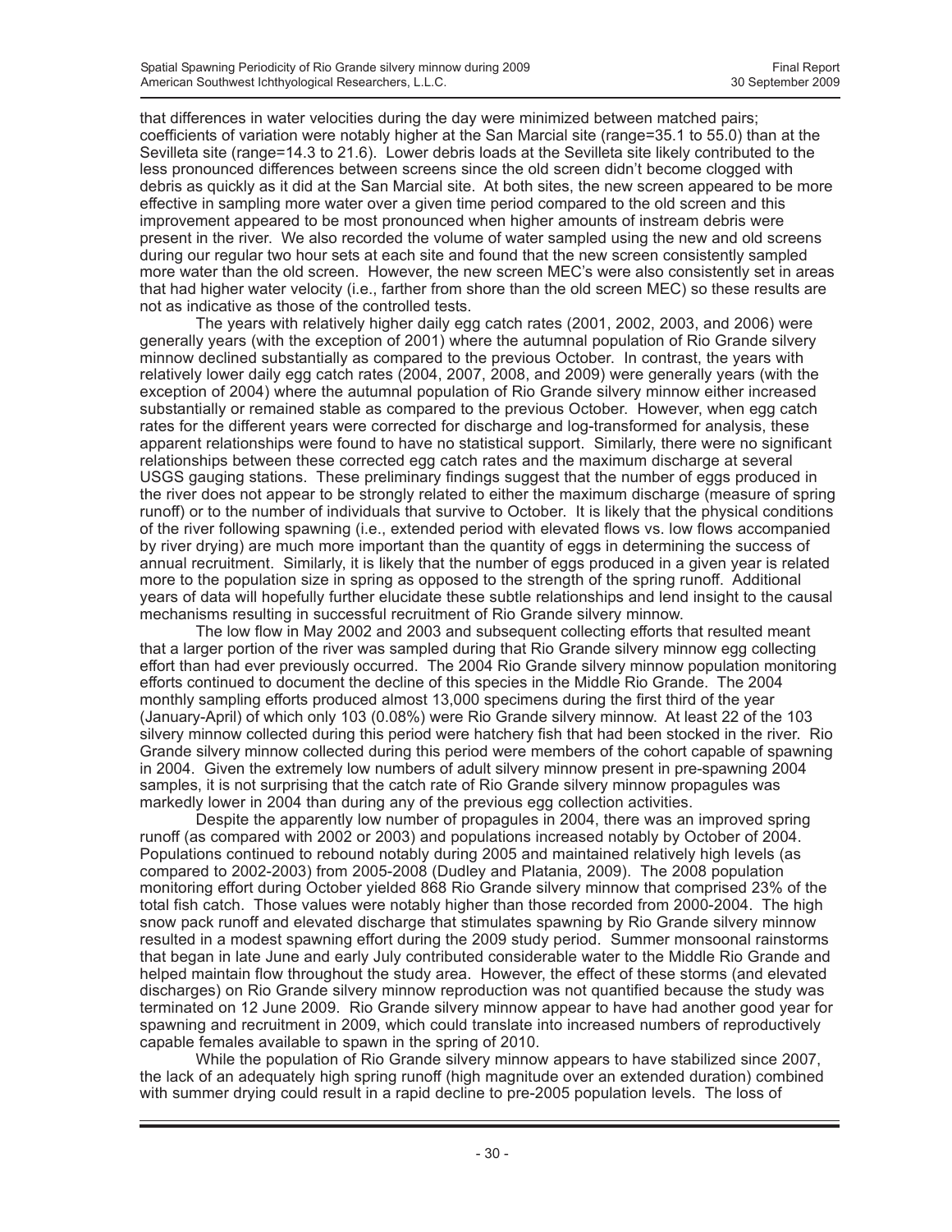that differences in water velocities during the day were minimized between matched pairs; coefficients of variation were notably higher at the San Marcial site (range=35.1 to 55.0) than at the Sevilleta site (range=14.3 to 21.6). Lower debris loads at the Sevilleta site likely contributed to the less pronounced differences between screens since the old screen didn't become clogged with debris as quickly as it did at the San Marcial site. At both sites, the new screen appeared to be more effective in sampling more water over a given time period compared to the old screen and this improvement appeared to be most pronounced when higher amounts of instream debris were present in the river. We also recorded the volume of water sampled using the new and old screens during our regular two hour sets at each site and found that the new screen consistently sampled more water than the old screen. However, the new screen MEC's were also consistently set in areas that had higher water velocity (i.e., farther from shore than the old screen MEC) so these results are not as indicative as those of the controlled tests.

The years with relatively higher daily egg catch rates (2001, 2002, 2003, and 2006) were generally years (with the exception of 2001) where the autumnal population of Rio Grande silvery minnow declined substantially as compared to the previous October. In contrast, the years with relatively lower daily egg catch rates (2004, 2007, 2008, and 2009) were generally years (with the exception of 2004) where the autumnal population of Rio Grande silvery minnow either increased substantially or remained stable as compared to the previous October. However, when egg catch rates for the different years were corrected for discharge and log-transformed for analysis, these apparent relationships were found to have no statistical support. Similarly, there were no significant relationships between these corrected egg catch rates and the maximum discharge at several USGS gauging stations. These preliminary findings suggest that the number of eggs produced in the river does not appear to be strongly related to either the maximum discharge (measure of spring runoff) or to the number of individuals that survive to October. It is likely that the physical conditions of the river following spawning (i.e., extended period with elevated flows vs. low flows accompanied by river drying) are much more important than the quantity of eggs in determining the success of annual recruitment. Similarly, it is likely that the number of eggs produced in a given year is related more to the population size in spring as opposed to the strength of the spring runoff. Additional years of data will hopefully further elucidate these subtle relationships and lend insight to the causal mechanisms resulting in successful recruitment of Rio Grande silvery minnow.

The low flow in May 2002 and 2003 and subsequent collecting efforts that resulted meant that a larger portion of the river was sampled during that Rio Grande silvery minnow egg collecting effort than had ever previously occurred. The 2004 Rio Grande silvery minnow population monitoring efforts continued to document the decline of this species in the Middle Rio Grande. The 2004 monthly sampling efforts produced almost 13,000 specimens during the first third of the year (January-April) of which only 103 (0.08%) were Rio Grande silvery minnow. At least 22 of the 103 silvery minnow collected during this period were hatchery fish that had been stocked in the river. Rio Grande silvery minnow collected during this period were members of the cohort capable of spawning in 2004. Given the extremely low numbers of adult silvery minnow present in pre-spawning 2004 samples, it is not surprising that the catch rate of Rio Grande silvery minnow propagules was markedly lower in 2004 than during any of the previous egg collection activities.

Despite the apparently low number of propagules in 2004, there was an improved spring runoff (as compared with 2002 or 2003) and populations increased notably by October of 2004. Populations continued to rebound notably during 2005 and maintained relatively high levels (as compared to 2002-2003) from 2005-2008 (Dudley and Platania, 2009). The 2008 population monitoring effort during October yielded 868 Rio Grande silvery minnow that comprised 23% of the total fish catch. Those values were notably higher than those recorded from 2000-2004. The high snow pack runoff and elevated discharge that stimulates spawning by Rio Grande silvery minnow resulted in a modest spawning effort during the 2009 study period. Summer monsoonal rainstorms that began in late June and early July contributed considerable water to the Middle Rio Grande and helped maintain flow throughout the study area. However, the effect of these storms (and elevated discharges) on Rio Grande silvery minnow reproduction was not quantified because the study was terminated on 12 June 2009. Rio Grande silvery minnow appear to have had another good year for spawning and recruitment in 2009, which could translate into increased numbers of reproductively capable females available to spawn in the spring of 2010.

While the population of Rio Grande silvery minnow appears to have stabilized since 2007, the lack of an adequately high spring runoff (high magnitude over an extended duration) combined with summer drying could result in a rapid decline to pre-2005 population levels. The loss of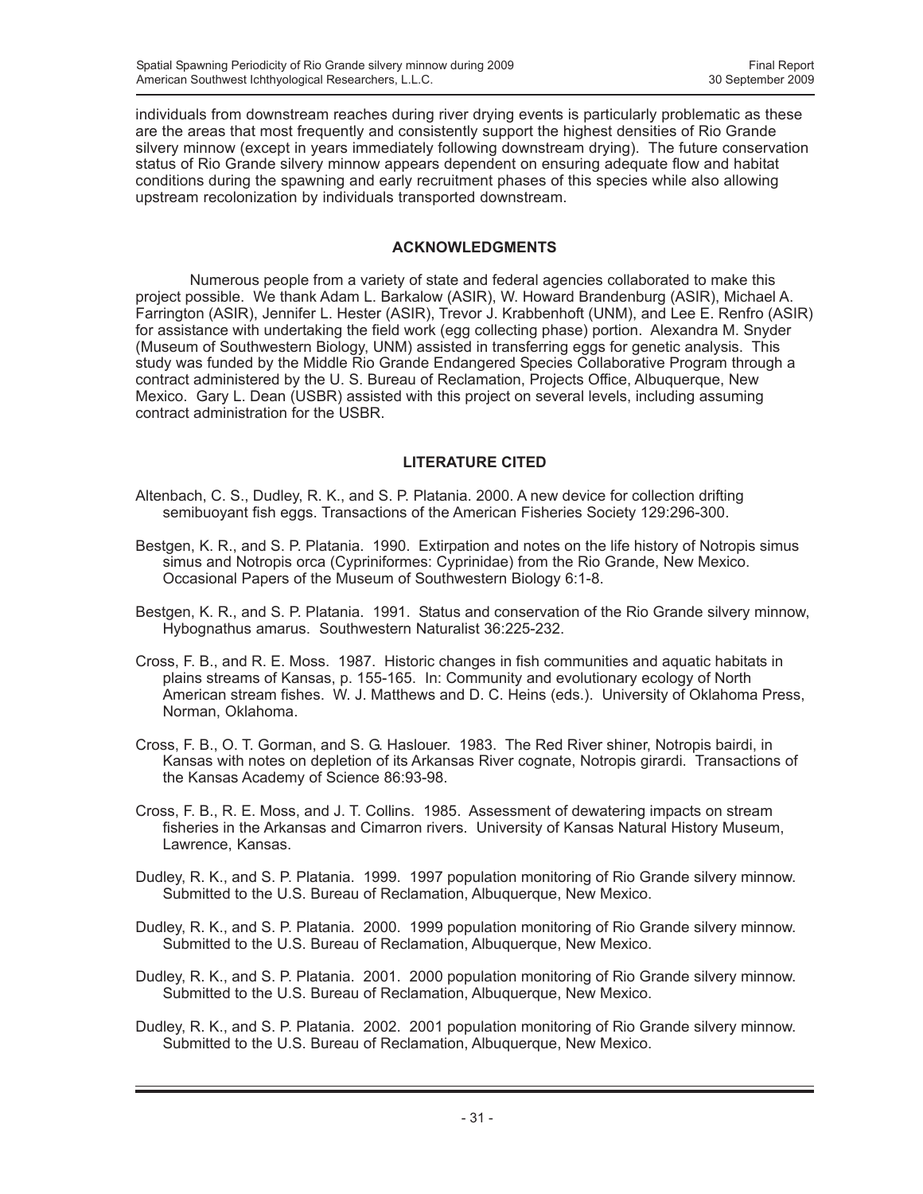individuals from downstream reaches during river drying events is particularly problematic as these are the areas that most frequently and consistently support the highest densities of Rio Grande silvery minnow (except in years immediately following downstream drying). The future conservation status of Rio Grande silvery minnow appears dependent on ensuring adequate flow and habitat conditions during the spawning and early recruitment phases of this species while also allowing upstream recolonization by individuals transported downstream.

## ACKNOWLEDGMENTS

Numerous people from a variety of state and federal agencies collaborated to make this project possible. We thank Adam L. Barkalow (ASIR), W. Howard Brandenburg (ASIR), Michael A. Farrington (ASIR), Jennifer L. Hester (ASIR), Trevor J. Krabbenhoft (UNM), and Lee E. Renfro (ASIR) for assistance with undertaking the field work (egg collecting phase) portion. Alexandra M. Snyder (Museum of Southwestern Biology, UNM) assisted in transferring eggs for genetic analysis. This study was funded by the Middle Rio Grande Endangered Species Collaborative Program through a contract administered by the U. S. Bureau of Reclamation, Projects Office, Albuquerque, New Mexico. Gary L. Dean (USBR) assisted with this project on several levels, including assuming contract administration for the USBR.

## LITERATURE CITED

Altenbach, C. S., Dudley, R. K., and S. P. Platania. 2000. A new device for collection drifting semibuoyant fish eggs. Transactions of the American Fisheries Society 129:296-300.

Bestgen, K. R., and S. P. Platania. 1990. Extirpation and notes on the life history of Notropis simus simus and Notropis orca (Cypriniformes: Cyprinidae) from the Rio Grande, New Mexico. Occasional Papers of the Museum of Southwestern Biology 6:1-8.

Bestgen, K. R., and S. P. Platania. 1991. Status and conservation of the Rio Grande silvery minnow, Hybognathus amarus. Southwestern Naturalist 36:225-232.

Cross, F. B., and R. E. Moss. 1987. Historic changes in fish communities and aquatic habitats in plains streams of Kansas, p. 155-165. In: Community and evolutionary ecology of North American stream fishes. W. J. Matthews and D. C. Heins (eds.). University of Oklahoma Press, Norman, Oklahoma.

Cross, F. B., O. T. Gorman, and S. G. Haslouer. 1983. The Red River shiner, Notropis bairdi, in Kansas with notes on depletion of its Arkansas River cognate, Notropis girardi. Transactions of the Kansas Academy of Science 86:93-98.

Cross, F. B., R. E. Moss, and J. T. Collins. 1985. Assessment of dewatering impacts on stream fisheries in the Arkansas and Cimarron rivers. University of Kansas Natural History Museum, Lawrence, Kansas.

Dudley, R. K., and S. P. Platania. 1999. 1997 population monitoring of Rio Grande silvery minnow. Submitted to the U.S. Bureau of Reclamation, Albuquerque, New Mexico.

Dudley, R. K., and S. P. Platania. 2000. 1999 population monitoring of Rio Grande silvery minnow. Submitted to the U.S. Bureau of Reclamation, Albuquerque, New Mexico.

Dudley, R. K., and S. P. Platania. 2001. 2000 population monitoring of Rio Grande silvery minnow. Submitted to the U.S. Bureau of Reclamation, Albuquerque, New Mexico.

Dudley, R. K., and S. P. Platania. 2002. 2001 population monitoring of Rio Grande silvery minnow. Submitted to the U.S. Bureau of Reclamation, Albuquerque, New Mexico.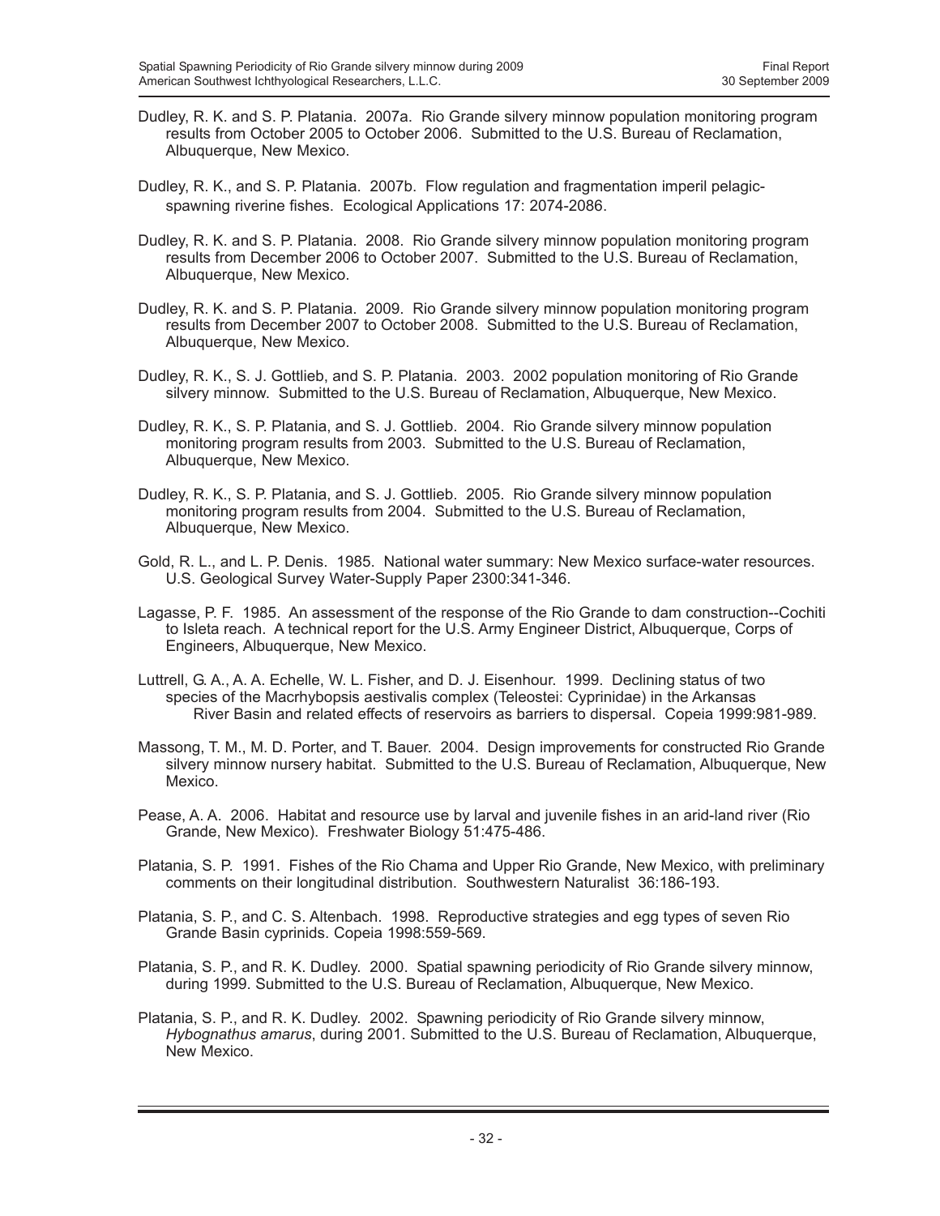Dudley, R. K. and S. P. Platania. 2007a. Rio Grande silvery minnow population monitoring program results from October 2005 to October 2006. Submitted to the U.S. Bureau of Reclamation, Albuquerque, New Mexico.

Dudley, R. K., and S. P. Platania. 2007b. Flow regulation and fragmentation imperil pelagic-spawning riverine fishes. Ecological Applications 17: 2074-2086.

Dudley, R. K. and S. P. Platania. 2008. Rio Grande silvery minnow population monitoring program results from December 2006 to October 2007. Submitted to the U.S. Bureau of Reclamation, Albuquerque, New Mexico.

Dudley, R. K. and S. P. Platania. 2009. Rio Grande silvery minnow population monitoring program results from December 2007 to October 2008. Submitted to the U.S. Bureau of Reclamation, Albuquerque, New Mexico.

Dudley, R. K., S. J. Gottlieb, and S. P. Platania. 2003. 2002 population monitoring of Rio Grande silvery minnow. Submitted to the U.S. Bureau of Reclamation, Albuquerque, New Mexico.

Dudley, R. K., S. P. Platania, and S. J. Gottlieb. 2004. Rio Grande silvery minnow population monitoring program results from 2003. Submitted to the U.S. Bureau of Reclamation, Albuquerque, New Mexico.

Dudley, R. K., S. P. Platania, and S. J. Gottlieb. 2005. Rio Grande silvery minnow population monitoring program results from 2004. Submitted to the U.S. Bureau of Reclamation, Albuquerque, New Mexico.

Gold, R. L., and L. P. Denis. 1985. National water summary: New Mexico surface-water resources. U.S. Geological Survey Water-Supply Paper 2300:341-346.

Lagasse, P. F. 1985. An assessment of the response of the Rio Grande to dam construction--Cochiti to Isleta reach. A technical report for the U.S. Army Engineer District, Albuquerque, Corps of Engineers, Albuquerque, New Mexico.

Luttrell, G. A., A. A. Echelle, W. L. Fisher, and D. J. Eisenhour. 1999. Declining status of two species of the Macrhybopsis aestivalis complex (Teleostei: Cyprinidae) in the Arkansas River Basin and related effects of reservoirs as barriers to dispersal. Copeia 1999:981-989.

Massong, T. M., M. D. Porter, and T. Bauer. 2004. Design improvements for constructed Rio Grande silvery minnow nursery habitat. Submitted to the U.S. Bureau of Reclamation, Albuquerque, New Mexico.

Pease, A. A. 2006. Habitat and resource use by larval and juvenile fishes in an arid-land river (Rio Grande, New Mexico). Freshwater Biology 51:475-486.

Platania, S. P. 1991. Fishes of the Rio Chama and Upper Rio Grande, New Mexico, with preliminary comments on their longitudinal distribution. Southwestern Naturalist 36:186-193.

Platania, S. P., and C. S. Altenbach. 1998. Reproductive strategies and egg types of seven Rio Grande Basin cyprinids. Copeia 1998:559-569.

Platania, S. P., and R. K. Dudley. 2000. Spatial spawning periodicity of Rio Grande silvery minnow, during 1999. Submitted to the U.S. Bureau of Reclamation, Albuquerque, New Mexico.

Platania, S. P., and R. K. Dudley. 2002. Spawning periodicity of Rio Grande silvery minnow, *Hybognathus amarus*, during 2001. Submitted to the U.S. Bureau of Reclamation, Albuquerque, New Mexico.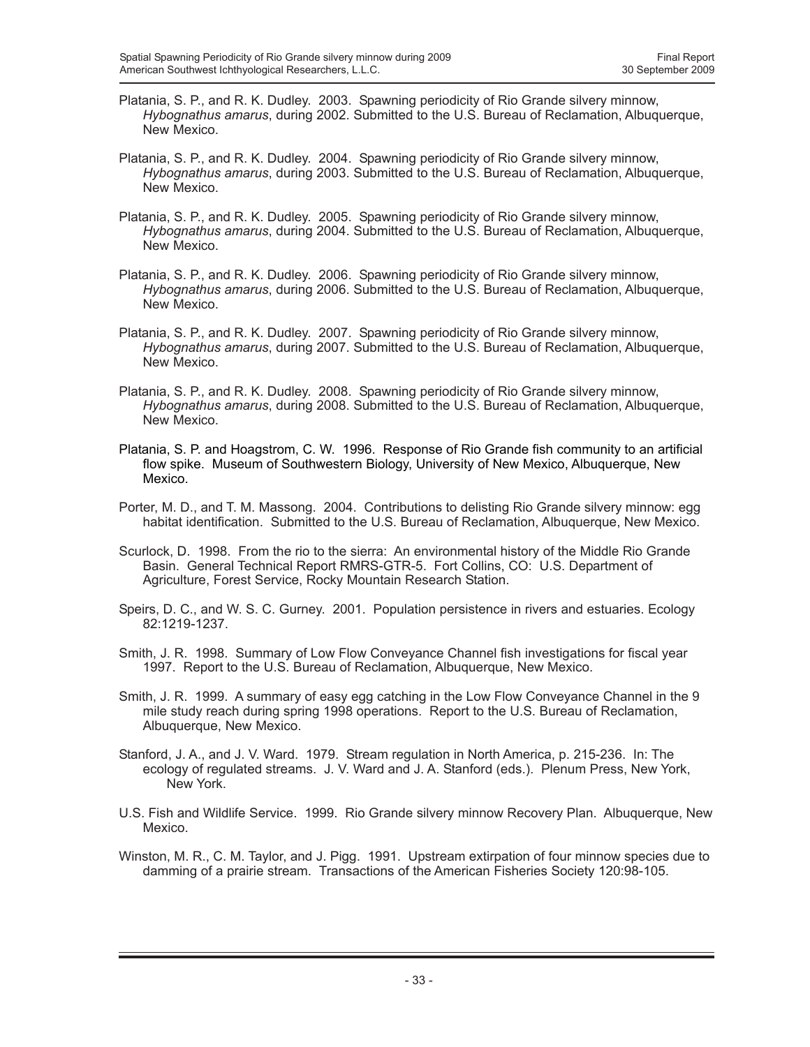Platania, S. P., and R. K. Dudley. 2003. Spawning periodicity of Rio Grande silvery minnow, *Hybognathus amarus*, during 2002. Submitted to the U.S. Bureau of Reclamation, Albuquerque, New Mexico.

Platania, S. P., and R. K. Dudley. 2004. Spawning periodicity of Rio Grande silvery minnow, *Hybognathus amarus*, during 2003. Submitted to the U.S. Bureau of Reclamation, Albuquerque, New Mexico.

Platania, S. P., and R. K. Dudley. 2005. Spawning periodicity of Rio Grande silvery minnow, *Hybognathus amarus*, during 2004. Submitted to the U.S. Bureau of Reclamation, Albuquerque, New Mexico.

Platania, S. P., and R. K. Dudley. 2006. Spawning periodicity of Rio Grande silvery minnow, *Hybognathus amarus*, during 2006. Submitted to the U.S. Bureau of Reclamation, Albuquerque, New Mexico.

Platania, S. P., and R. K. Dudley. 2007. Spawning periodicity of Rio Grande silvery minnow, *Hybognathus amarus*, during 2007. Submitted to the U.S. Bureau of Reclamation, Albuquerque, New Mexico.

Platania, S. P., and R. K. Dudley. 2008. Spawning periodicity of Rio Grande silvery minnow, *Hybognathus amarus*, during 2008. Submitted to the U.S. Bureau of Reclamation, Albuquerque, New Mexico.

Platania, S. P. and Hoagstrom, C. W. 1996. Response of Rio Grande fish community to an artificial flow spike. Museum of Southwestern Biology, University of New Mexico, Albuquerque, New Mexico.

Porter, M. D., and T. M. Massong. 2004. Contributions to delisting Rio Grande silvery minnow: egg habitat identification. Submitted to the U.S. Bureau of Reclamation, Albuquerque, New Mexico.

Scurlock, D. 1998. From the rio to the sierra: An environmental history of the Middle Rio Grande Basin. General Technical Report RMRS-GTR-5. Fort Collins, CO: U.S. Department of Agriculture, Forest Service, Rocky Mountain Research Station.

Speirs, D. C., and W. S. C. Gurney. 2001. Population persistence in rivers and estuaries. Ecology 82:1219-1237.

Smith, J. R. 1998. Summary of Low Flow Conveyance Channel fish investigations for fiscal year 1997. Report to the U.S. Bureau of Reclamation, Albuquerque, New Mexico.

Smith, J. R. 1999. A summary of easy egg catching in the Low Flow Conveyance Channel in the 9 mile study reach during spring 1998 operations. Report to the U.S. Bureau of Reclamation, Albuquerque, New Mexico.

Stanford, J. A., and J. V. Ward. 1979. Stream regulation in North America, p. 215-236. In: The ecology of regulated streams. J. V. Ward and J. A. Stanford (eds.). Plenum Press, New York, New York.

U.S. Fish and Wildlife Service. 1999. Rio Grande silvery minnow Recovery Plan. Albuquerque, New Mexico.

Winston, M. R., C. M. Taylor, and J. Pigg. 1991. Upstream extirpation of four minnow species due to damming of a prairie stream. Transactions of the American Fisheries Society 120:98-105.